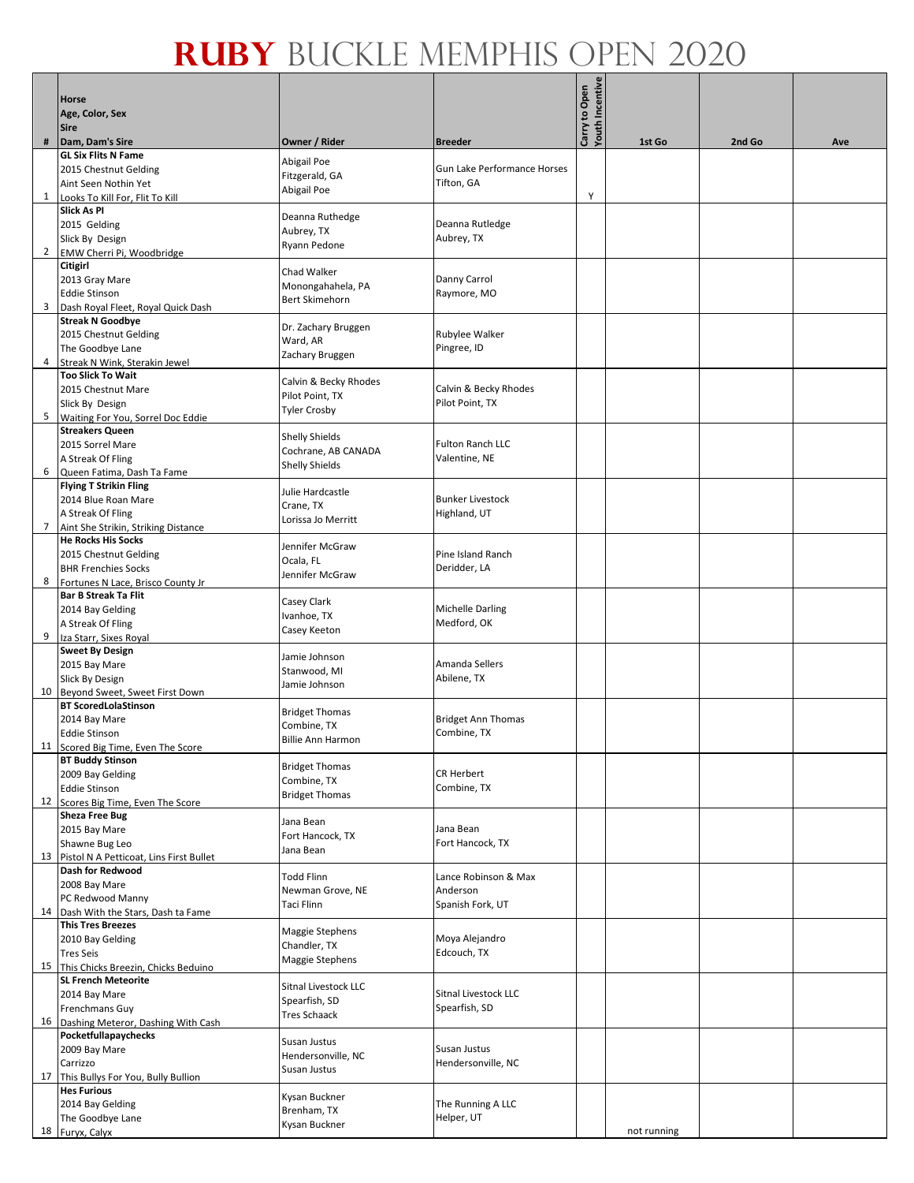# RUBY BUCKLE MEMPHIS OPEN 2020

| # | Horse<br>Age, Color, Sex<br>Sire<br>Dam, Dam's Sire | Owner / Rider | Breeder | Carry to Open<br>Youth Incentive | 1st Go | 2nd Go | Ave |
|---|---|---|---|---|---|---|---|
| 1 | **GL Six Flits N Fame**<br>2015 Chestnut Gelding<br>Aint Seen Nothin Yet<br>Looks To Kill For, Flit To Kill | Abigail Poe<br>Fitzgerald, GA<br>Abigail Poe | Gun Lake Performance Horses<br>Tifton, GA | Y | | | |
| 2 | **Slick As PI**<br>2015 Gelding<br>Slick By Design<br>EMW Cherri Pi, Woodbridge | Deanna Ruthedge<br>Aubrey, TX<br>Ryann Pedone | Deanna Rutledge<br>Aubrey, TX | | | | |
| 3 | **Citigirl**<br>2013 Gray Mare<br>Eddie Stinson<br>Dash Royal Fleet, Royal Quick Dash | Chad Walker<br>Monongahaela, PA<br>Bert Skimehorn | Danny Carrol<br>Raymore, MO | | | | |
| 4 | **Streak N Goodbye**<br>2015 Chestnut Gelding<br>The Goodbye Lane<br>Streak N Wink, Sterakin Jewel | Dr. Zachary Bruggen<br>Ward, AR<br>Zachary Bruggen | Rubylee Walker<br>Pingree, ID | | | | |
| 5 | **Too Slick To Wait**<br>2015 Chestnut Mare<br>Slick By Design<br>Waiting For You, Sorrel Doc Eddie | Calvin & Becky Rhodes<br>Pilot Point, TX<br>Tyler Crosby | Calvin & Becky Rhodes<br>Pilot Point, TX | | | | |
| 6 | **Streakers Queen**<br>2015 Sorrel Mare<br>A Streak Of Fling<br>Queen Fatima, Dash Ta Fame | Shelly Shields<br>Cochrane, AB CANADA<br>Shelly Shields | Fulton Ranch LLC<br>Valentine, NE | | | | |
| 7 | **Flying T Strikin Fling**<br>2014 Blue Roan Mare<br>A Streak Of Fling<br>Aint She Strikin, Striking Distance | Julie Hardcastle<br>Crane, TX<br>Lorissa Jo Merritt | Bunker Livestock<br>Highland, UT | | | | |
| 8 | **He Rocks His Socks**<br>2015 Chestnut Gelding<br>BHR Frenchies Socks<br>Fortunes N Lace, Brisco County Jr | Jennifer McGraw<br>Ocala, FL<br>Jennifer McGraw | Pine Island Ranch<br>Deridder, LA | | | | |
| 9 | **Bar B Streak Ta Flit**<br>2014 Bay Gelding<br>A Streak Of Fling<br>Iza Starr, Sixes Royal | Casey Clark<br>Ivanhoe, TX<br>Casey Keeton | Michelle Darling<br>Medford, OK | | | | |
| 10 | **Sweet By Design**<br>2015 Bay Mare<br>Slick By Design<br>Beyond Sweet, Sweet First Down | Jamie Johnson<br>Stanwood, MI<br>Jamie Johnson | Amanda Sellers<br>Abilene, TX | | | | |
| 11 | **BT ScoredLolaStinson**<br>2014 Bay Mare<br>Eddie Stinson<br>Scored Big Time, Even The Score | Bridget Thomas<br>Combine, TX<br>Billie Ann Harmon | Bridget Ann Thomas<br>Combine, TX | | | | |
| 12 | **BT Buddy Stinson**<br>2009 Bay Gelding<br>Eddie Stinson<br>Scores Big Time, Even The Score | Bridget Thomas<br>Combine, TX<br>Bridget Thomas | CR Herbert<br>Combine, TX | | | | |
| 13 | **Sheza Free Bug**<br>2015 Bay Mare<br>Shawne Bug Leo<br>Pistol N A Petticoat, Lins First Bullet | Jana Bean<br>Fort Hancock, TX<br>Jana Bean | Jana Bean<br>Fort Hancock, TX | | | | |
| 14 | **Dash for Redwood**<br>2008 Bay Mare<br>PC Redwood Manny<br>Dash With the Stars, Dash ta Fame | Todd Flinn<br>Newman Grove, NE<br>Taci Flinn | Lance Robinson & Max Anderson<br>Spanish Fork, UT | | | | |
| 15 | **This Tres Breezes**<br>2010 Bay Gelding<br>Tres Seis<br>This Chicks Breezin, Chicks Beduino | Maggie Stephens<br>Chandler, TX<br>Maggie Stephens | Moya Alejandro<br>Edcouch, TX | | | | |
| 16 | **SL French Meteorite**<br>2014 Bay Mare<br>Frenchmans Guy<br>Dashing Meteror, Dashing With Cash | Sitnal Livestock LLC<br>Spearfish, SD<br>Tres Schaack | Sitnal Livestock LLC<br>Spearfish, SD | | | | |
| 17 | **Pocketfullapaychecks**<br>2009 Bay Mare<br>Carrizzo<br>This Bullys For You, Bully Bullion | Susan Justus<br>Hendersonville, NC<br>Susan Justus | Susan Justus<br>Hendersonville, NC | | | | |
| 18 | **Hes Furious**<br>2014 Bay Gelding<br>The Goodbye Lane<br>Furyx, Calyx | Kysan Buckner<br>Brenham, TX<br>Kysan Buckner | The Running A LLC<br>Helper, UT | | not running | | |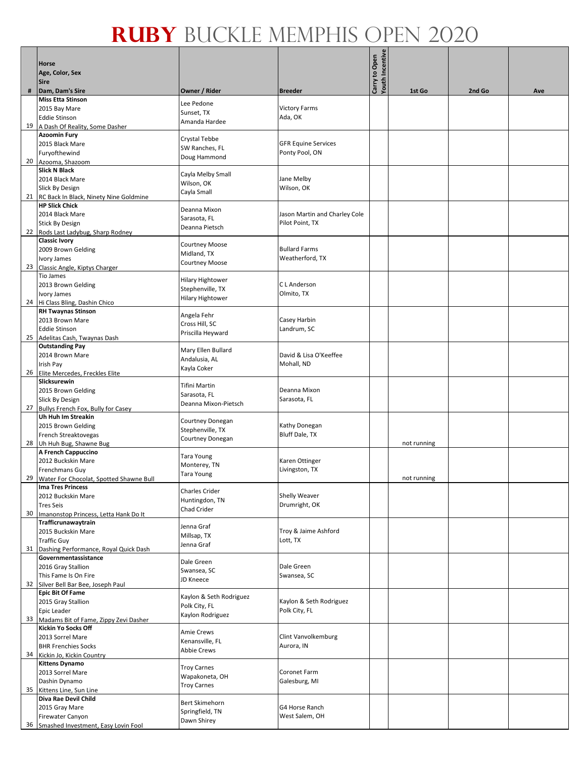# RUBY BUCKLE MEMPHIS OPEN 2020

| # | Horse<br>Age, Color, Sex<br>Sire<br>Dam, Dam's Sire | Owner / Rider | Breeder | Carry to Open<br>Youth Incentive | 1st Go | 2nd Go | Ave |
|---|---|---|---|---|---|---|---|
| 19 | **Miss Etta Stinson**<br>2015 Bay Mare<br>Eddie Stinson<br>A Dash Of Reality, Some Dasher | Lee Pedone<br>Sunset, TX<br>Amanda Hardee | Victory Farms<br>Ada, OK | | | | |
| 20 | **Azoomin Fury**<br>2015 Black Mare<br>Furyofthewind<br>Azooma, Shazoom | Crystal Tebbe<br>SW Ranches, FL<br>Doug Hammond | GFR Equine Services<br>Ponty Pool, ON | | | | |
| 21 | **Slick N Black**<br>2014 Black Mare<br>Slick By Design<br>RC Back In Black, Ninety Nine Goldmine | Cayla Melby Small<br>Wilson, OK<br>Cayla Small | Jane Melby<br>Wilson, OK | | | | |
| 22 | **HP Slick Chick**<br>2014 Black Mare<br>Stick By Design<br>Rods Last Ladybug, Sharp Rodney | Deanna Mixon<br>Sarasota, FL<br>Deanna Pietsch | Jason Martin and Charley Cole<br>Pilot Point, TX | | | | |
| 23 | **Classic Ivory**<br>2009 Brown Gelding<br>Ivory James<br>Classic Angle, Kiptys Charger | Courtney Moose<br>Midland, TX<br>Courtney Moose | Bullard Farms<br>Weatherford, TX | | | | |
| 24 | Tio James<br>2013 Brown Gelding<br>Ivory James<br>Hi Class Bling, Dashin Chico | Hilary Hightower<br>Stephenville, TX<br>Hilary Hightower | C L Anderson<br>Olmito, TX | | | | |
| 25 | **RH Twaynas Stinson**<br>2013 Brown Mare<br>Eddie Stinson<br>Adelitas Cash, Twaynas Dash | Angela Fehr<br>Cross Hill, SC<br>Priscilla Heyward | Casey Harbin<br>Landrum, SC | | | | |
| 26 | **Outstanding Pay**<br>2014 Brown Mare<br>Irish Pay<br>Elite Mercedes, Freckles Elite | Mary Ellen Bullard<br>Andalusia, AL<br>Kayla Coker | David & Lisa O'Keeffee<br>Mohall, ND | | | | |
| 27 | **Slicksurewin**<br>2015 Brown Gelding<br>Slick By Design<br>Bullys French Fox, Bully for Casey | Tifini Martin<br>Sarasota, FL<br>Deanna Mixon-Pietsch | Deanna Mixon<br>Sarasota, FL | | | | |
| 28 | **Uh Huh Im Streakin**<br>2015 Brown Gelding<br>French Streaktovegas<br>Uh Huh Bug, Shawne Bug | Courtney Donegan<br>Stephenville, TX<br>Courtney Donegan | Kathy Donegan<br>Bluff Dale, TX | | not running | | |
| 29 | **A French Cappuccino**<br>2012 Buckskin Mare<br>Frenchmans Guy<br>Water For Chocolat, Spotted Shawne Bull | Tara Young<br>Monterey, TN<br>Tara Young | Karen Ottinger<br>Livingston, TX | | not running | | |
| 30 | **Ima Tres Princess**<br>2012 Buckskin Mare<br>Tres Seis<br>Imanonstop Princess, Letta Hank Do It | Charles Crider<br>Huntingdon, TN<br>Chad Crider | Shelly Weaver<br>Drumright, OK | | | | |
| 31 | **Trafficrunawaytrain**<br>2015 Buckskin Mare<br>Traffic Guy<br>Dashing Performance, Royal Quick Dash | Jenna Graf<br>Millsap, TX<br>Jenna Graf | Troy & Jaime Ashford<br>Lott, TX | | | | |
| 32 | **Governmentassistance**<br>2016 Gray Stallion<br>This Fame Is On Fire<br>Silver Bell Bar Bee, Joseph Paul | Dale Green<br>Swansea, SC<br>JD Kneece | Dale Green<br>Swansea, SC | | | | |
| 33 | **Epic Bit Of Fame**<br>2015 Gray Stallion<br>Epic Leader<br>Madams Bit of Fame, Zippy Zevi Dasher | Kaylon & Seth Rodriguez<br>Polk City, FL<br>Kaylon Rodriguez | Kaylon & Seth Rodriguez<br>Polk City, FL | | | | |
| 34 | **Kickin Yo Socks Off**<br>2013 Sorrel Mare<br>BHR Frenchies Socks<br>Kickin Jo, Kickin Country | Amie Crews<br>Kenansville, FL<br>Abbie Crews | Clint Vanvolkemburg<br>Aurora, IN | | | | |
| 35 | **Kittens Dynamo**<br>2013 Sorrel Mare<br>Dashin Dynamo<br>Kittens Line, Sun Line | Troy Carnes<br>Wapakoneta, OH<br>Troy Carnes | Coronet Farm<br>Galesburg, MI | | | | |
| 36 | **Diva Rae Devil Child**<br>2015 Gray Mare<br>Firewater Canyon<br>Smashed Investment, Easy Lovin Fool | Bert Skimehorn<br>Springfield, TN<br>Dawn Shirey | G4 Horse Ranch<br>West Salem, OH | | | | |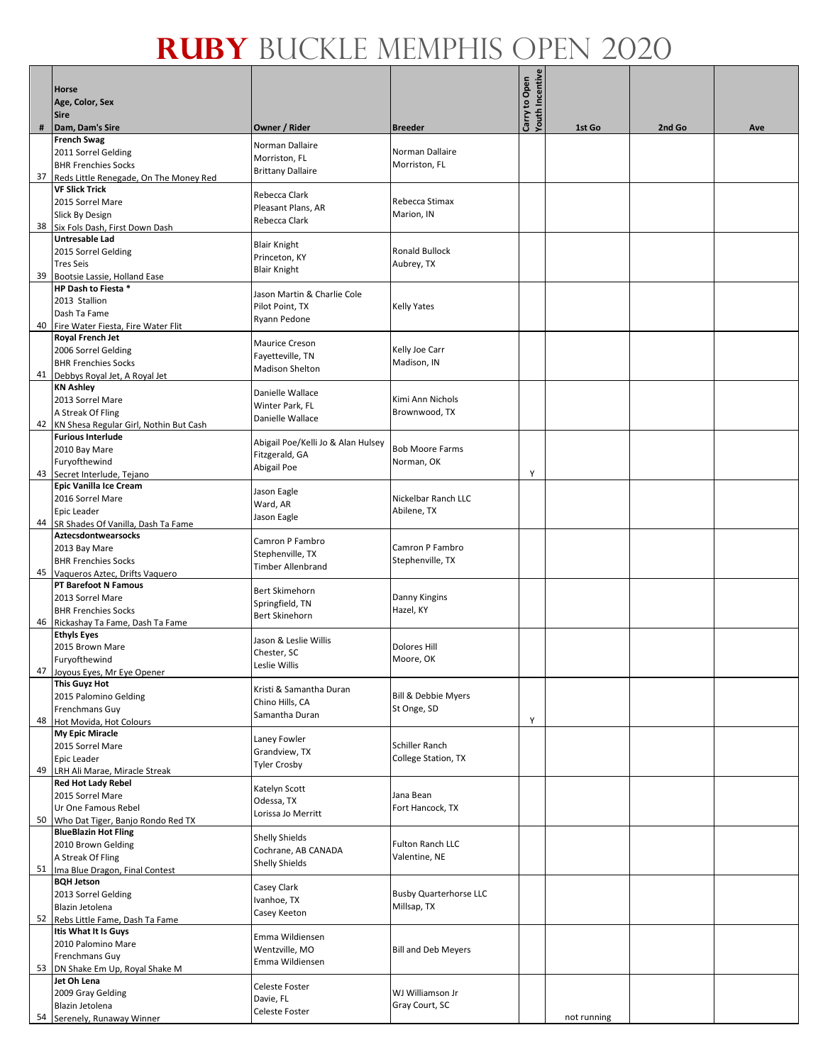# RUBY BUCKLE MEMPHIS OPEN 2020

| # | Horse<br>Age, Color, Sex<br>Sire<br>Dam, Dam's Sire | Owner / Rider | Breeder | Carry to Open Youth Incentive | 1st Go | 2nd Go | Ave |
|---|---|---|---|---|---|---|---|
| 37 | **French Swag**<br>2011 Sorrel Gelding<br>BHR Frenchies Socks<br>Reds Little Renegade, On The Money Red | Norman Dallaire<br>Morriston, FL<br>Brittany Dallaire | Norman Dallaire<br>Morriston, FL | | | | |
| 38 | **VF Slick Trick**<br>2015 Sorrel Mare<br>Slick By Design<br>Six Fols Dash, First Down Dash | Rebecca Clark<br>Pleasant Plans, AR<br>Rebecca Clark | Rebecca Stimax<br>Marion, IN | | | | |
| 39 | **Untresable Lad**<br>2015 Sorrel Gelding<br>Tres Seis<br>Bootsie Lassie, Holland Ease | Blair Knight<br>Princeton, KY<br>Blair Knight | Ronald Bullock<br>Aubrey, TX | | | | |
| 40 | **HP Dash to Fiesta ***<br>2013 Stallion<br>Dash Ta Fame<br>Fire Water Fiesta, Fire Water Flit | Jason Martin & Charlie Cole<br>Pilot Point, TX<br>Ryann Pedone | Kelly Yates | | | | |
| 41 | **Royal French Jet**<br>2006 Sorrel Gelding<br>BHR Frenchies Socks<br>Debbys Royal Jet, A Royal Jet | Maurice Creson<br>Fayetteville, TN<br>Madison Shelton | Kelly Joe Carr<br>Madison, IN | | | | |
| 42 | **KN Ashley**<br>2013 Sorrel Mare<br>A Streak Of Fling<br>KN Shesa Regular Girl, Nothin But Cash | Danielle Wallace<br>Winter Park, FL<br>Danielle Wallace | Kimi Ann Nichols<br>Brownwood, TX | | | | |
| 43 | **Furious Interlude**<br>2010 Bay Mare<br>Furyofthewind<br>Secret Interlude, Tejano | Abigail Poe/Kelli Jo & Alan Hulsey<br>Fitzgerald, GA<br>Abigail Poe | Bob Moore Farms<br>Norman, OK | Y | | | |
| 44 | **Epic Vanilla Ice Cream**<br>2016 Sorrel Mare<br>Epic Leader<br>SR Shades Of Vanilla, Dash Ta Fame | Jason Eagle<br>Ward, AR<br>Jason Eagle | Nickelbar Ranch LLC<br>Abilene, TX | | | | |
| 45 | **Aztecsdontwearsocks**<br>2013 Bay Mare<br>BHR Frenchies Socks<br>Vaqueros Aztec, Drifts Vaquero | Camron P Fambro<br>Stephenville, TX<br>Timber Allenbrand | Camron P Fambro<br>Stephenville, TX | | | | |
| 46 | **PT Barefoot N Famous**<br>2013 Sorrel Mare<br>BHR Frenchies Socks<br>Rickashay Ta Fame, Dash Ta Fame | Bert Skimehorn<br>Springfield, TN<br>Bert Skinehorn | Danny Kingins<br>Hazel, KY | | | | |
| 47 | **Ethyls Eyes**<br>2015 Brown Mare<br>Furyofthewind<br>Joyous Eyes, Mr Eye Opener | Jason & Leslie Willis<br>Chester, SC<br>Leslie Willis | Dolores Hill<br>Moore, OK | | | | |
| 48 | **This Guyz Hot**<br>2015 Palomino Gelding<br>Frenchmans Guy<br>Hot Movida, Hot Colours | Kristi & Samantha Duran<br>Chino Hills, CA<br>Samantha Duran | Bill & Debbie Myers<br>St Onge, SD | Y | | | |
| 49 | **My Epic Miracle**<br>2015 Sorrel Mare<br>Epic Leader<br>LRH Ali Marae, Miracle Streak | Laney Fowler<br>Grandview, TX<br>Tyler Crosby | Schiller Ranch<br>College Station, TX | | | | |
| 50 | **Red Hot Lady Rebel**<br>2015 Sorrel Mare<br>Ur One Famous Rebel<br>Who Dat Tiger, Banjo Rondo Red TX | Katelyn Scott<br>Odessa, TX<br>Lorissa Jo Merritt | Jana Bean<br>Fort Hancock, TX | | | | |
| 51 | **BlueBlazin Hot Fling**<br>2010 Brown Gelding<br>A Streak Of Fling<br>Ima Blue Dragon, Final Contest | Shelly Shields<br>Cochrane, AB CANADA<br>Shelly Shields | Fulton Ranch LLC<br>Valentine, NE | | | | |
| 52 | **BQH Jetson**<br>2013 Sorrel Gelding<br>Blazin Jetolena<br>Rebs Little Fame, Dash Ta Fame | Casey Clark<br>Ivanhoe, TX<br>Casey Keeton | Busby Quarterhorse LLC<br>Millsap, TX | | | | |
| 53 | **Itis What It Is Guys**<br>2010 Palomino Mare<br>Frenchmans Guy<br>DN Shake Em Up, Royal Shake M | Emma Wildiensen<br>Wentzville, MO<br>Emma Wildiensen | Bill and Deb Meyers | | | | |
| 54 | **Jet Oh Lena**<br>2009 Gray Gelding<br>Blazin Jetolena<br>Serenely, Runaway Winner | Celeste Foster<br>Davie, FL<br>Celeste Foster | WJ Williamson Jr<br>Gray Court, SC | | not running | | |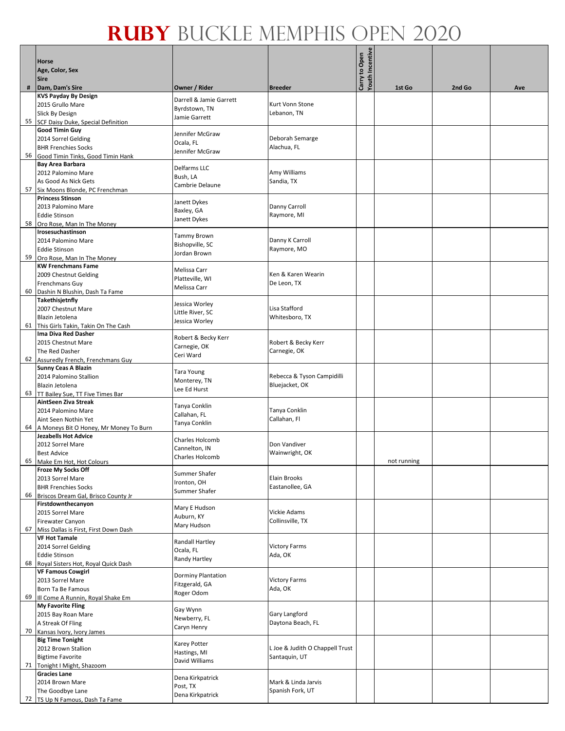# RUBY BUCKLE MEMPHIS OPEN 2020

| # | Horse<br>Age, Color, Sex<br>Sire<br>Dam, Dam's Sire | Owner / Rider | Breeder | Carry to Open<br>Youth Incentive | 1st Go | 2nd Go | Ave |
|---|---|---|---|---|---|---|---|
| 55 | KVS Payday By Design<br>2015 Grullo Mare<br>Slick By Design<br>SCF Daisy Duke, Special Definition | Darrell & Jamie Garrett<br>Byrdstown, TN<br>Jamie Garrett | Kurt Vonn Stone<br>Lebanon, TN | | | | |
| 56 | Good Timin Guy<br>2014 Sorrel Gelding<br>BHR Frenchies Socks<br>Good Timin Tinks, Good Timin Hank | Jennifer McGraw<br>Ocala, FL<br>Jennifer McGraw | Deborah Semarge<br>Alachua, FL | | | | |
| 57 | Bay Area Barbara<br>2012 Palomino Mare<br>As Good As Nick Gets<br>Six Moons Blonde, PC Frenchman | Delfarms LLC<br>Bush, LA<br>Cambrie Delaune | Amy Williams<br>Sandia, TX | | | | |
| 58 | Princess Stinson<br>2013 Palomino Mare<br>Eddie Stinson<br>Oro Rose, Man In The Money | Janett Dykes<br>Baxley, GA<br>Janett Dykes | Danny Carroll<br>Raymore, MI | | | | |
| 59 | Irosesuchastinson<br>2014 Palomino Mare<br>Eddie Stinson<br>Oro Rose, Man In The Money | Tammy Brown<br>Bishopville, SC<br>Jordan Brown | Danny K Carroll<br>Raymore, MO | | | | |
| 60 | KW Frenchmans Fame<br>2009 Chestnut Gelding<br>Frenchmans Guy<br>Dashin N Blushin, Dash Ta Fame | Melissa Carr<br>Platteville, WI<br>Melissa Carr | Ken & Karen Wearin<br>De Leon, TX | | | | |
| 61 | Takethisjetnfly<br>2007 Chestnut Mare<br>Blazin Jetolena<br>This Girls Takin, Takin On The Cash | Jessica Worley<br>Little River, SC<br>Jessica Worley | Lisa Stafford<br>Whitesboro, TX | | | | |
| 62 | Ima Diva Red Dasher<br>2015 Chestnut Mare<br>The Red Dasher<br>Assuredly French, Frenchmans Guy | Robert & Becky Kerr<br>Carnegie, OK<br>Ceri Ward | Robert & Becky Kerr<br>Carnegie, OK | | | | |
| 63 | Sunny Ceas A Blazin<br>2014 Palomino Stallion<br>Blazin Jetolena<br>TT Bailey Sue, TT Five Times Bar | Tara Young<br>Monterey, TN<br>Lee Ed Hurst | Rebecca & Tyson Campidilli<br>Bluejacket, OK | | | | |
| 64 | AintSeen Ziva Streak<br>2014 Palomino Mare<br>Aint Seen Nothin Yet<br>A Moneys Bit O Honey, Mr Money To Burn | Tanya Conklin<br>Callahan, FL<br>Tanya Conklin | Tanya Conklin<br>Callahan, Fl | | | | |
| 65 | Jezabells Hot Advice<br>2012 Sorrel Mare<br>Best Advice<br>Make Em Hot, Hot Colours | Charles Holcomb<br>Cannelton, IN<br>Charles Holcomb | Don Vandiver<br>Wainwright, OK | | not running | | |
| 66 | Froze My Socks Off<br>2013 Sorrel Mare<br>BHR Frenchies Socks<br>Briscos Dream Gal, Brisco County Jr | Summer Shafer<br>Ironton, OH<br>Summer Shafer | Elain Brooks<br>Eastanollee, GA | | | | |
| 67 | Firstdownthecanyon<br>2015 Sorrel Mare<br>Firewater Canyon<br>Miss Dallas is First, First Down Dash | Mary E Hudson<br>Auburn, KY<br>Mary Hudson | Vickie Adams<br>Collinsville, TX | | | | |
| 68 | VF Hot Tamale<br>2014 Sorrel Gelding<br>Eddie Stinson<br>Royal Sisters Hot, Royal Quick Dash | Randall Hartley<br>Ocala, FL<br>Randy Hartley | Victory Farms<br>Ada, OK | | | | |
| 69 | VF Famous Cowgirl<br>2013 Sorrel Mare<br>Born Ta Be Famous<br>Ill Come A Runnin, Royal Shake Em | Dorminy Plantation<br>Fitzgerald, GA<br>Roger Odom | Victory Farms<br>Ada, OK | | | | |
| 70 | My Favorite Fling<br>2015 Bay Roan Mare<br>A Streak Of Fling<br>Kansas Ivory, Ivory James | Gay Wynn<br>Newberry, FL<br>Caryn Henry | Gary Langford<br>Daytona Beach, FL | | | | |
| 71 | Big Time Tonight<br>2012 Brown Stallion<br>Bigtime Favorite<br>Tonight I Might, Shazoom | Karey Potter<br>Hastings, MI<br>David Williams | L Joe & Judith O Chappell Trust<br>Santaquin, UT | | | | |
| 72 | Gracies Lane<br>2014 Brown Mare<br>The Goodbye Lane<br>TS Up N Famous, Dash Ta Fame | Dena Kirkpatrick<br>Post, TX<br>Dena Kirkpatrick | Mark & Linda Jarvis<br>Spanish Fork, UT | | | | |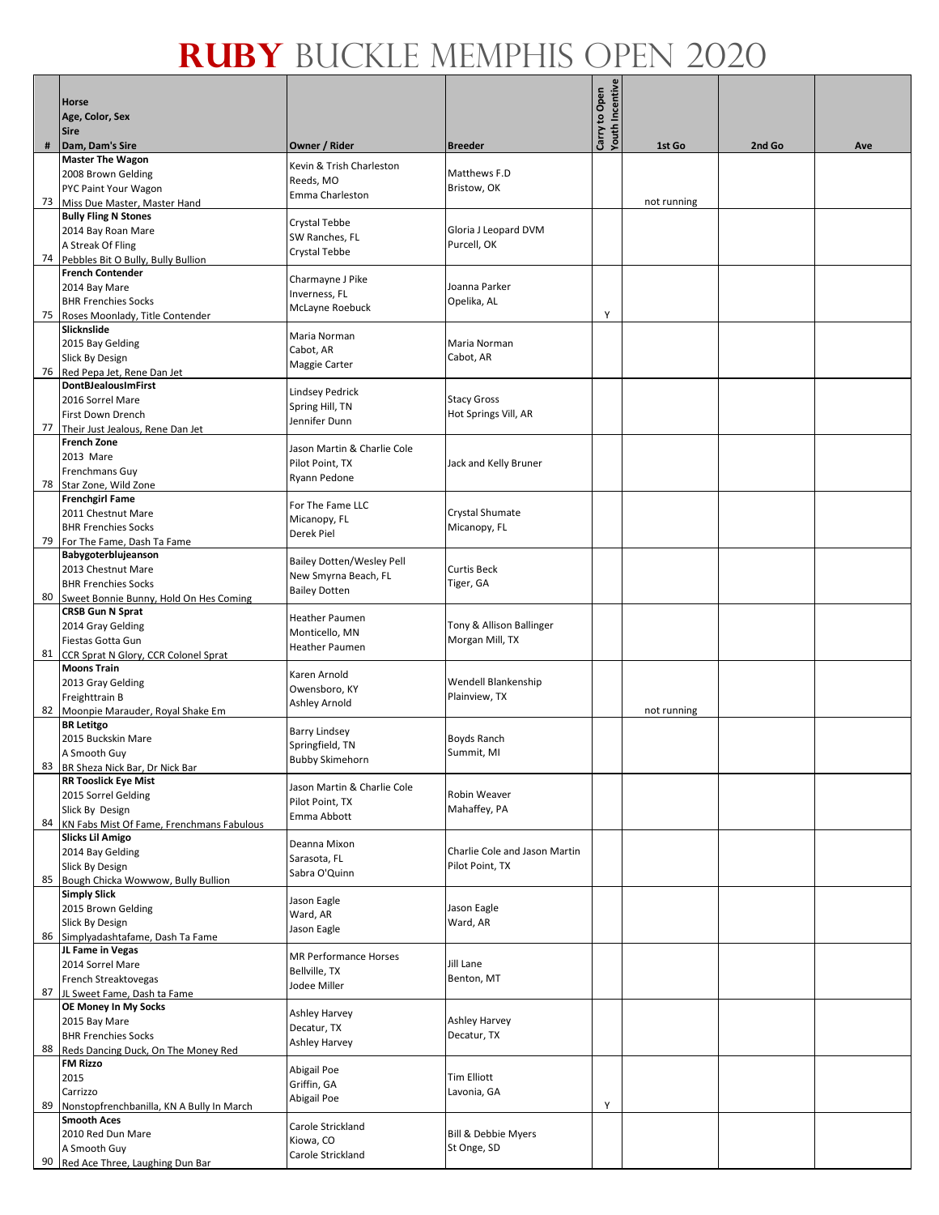# RUBY BUCKLE MEMPHIS OPEN 2020

| # | Horse<br>Age, Color, Sex<br>Sire<br>Dam, Dam's Sire | Owner / Rider | Breeder | Carry to Open<br>Youth Incentive | 1st Go | 2nd Go | Ave |
|---|---|---|---|---|---|---|---|
| 73 | **Master The Wagon**<br>2008 Brown Gelding<br>PYC Paint Your Wagon<br>Miss Due Master, Master Hand | Kevin & Trish Charleston<br>Reeds, MO<br>Emma Charleston | Matthews F.D<br>Bristow, OK | | not running | | |
| 74 | **Bully Fling N Stones**<br>2014 Bay Roan Mare<br>A Streak Of Fling<br>Pebbles Bit O Bully, Bully Bullion | Crystal Tebbe<br>SW Ranches, FL<br>Crystal Tebbe | Gloria J Leopard DVM<br>Purcell, OK | | | | |
| 75 | **French Contender**<br>2014 Bay Mare<br>BHR Frenchies Socks<br>Roses Moonlady, Title Contender | Charmayne J Pike<br>Inverness, FL<br>McLayne Roebuck | Joanna Parker<br>Opelika, AL | Y | | | |
| 76 | **Slicknslide**<br>2015 Bay Gelding<br>Slick By Design<br>Red Pepa Jet, Rene Dan Jet | Maria Norman<br>Cabot, AR<br>Maggie Carter | Maria Norman<br>Cabot, AR | | | | |
| 77 | **DontBJealousImFirst**<br>2016 Sorrel Mare<br>First Down Drench<br>Their Just Jealous, Rene Dan Jet | Lindsey Pedrick<br>Spring Hill, TN<br>Jennifer Dunn | Stacy Gross<br>Hot Springs Vill, AR | | | | |
| 78 | **French Zone**<br>2013 Mare<br>Frenchmans Guy<br>Star Zone, Wild Zone | Jason Martin & Charlie Cole<br>Pilot Point, TX<br>Ryann Pedone | Jack and Kelly Bruner | | | | |
| 79 | **Frenchgirl Fame**<br>2011 Chestnut Mare<br>BHR Frenchies Socks<br>For The Fame, Dash Ta Fame | For The Fame LLC<br>Micanopy, FL<br>Derek Piel | Crystal Shumate<br>Micanopy, FL | | | | |
| 80 | **Babygoterblujeanson**<br>2013 Chestnut Mare<br>BHR Frenchies Socks<br>Sweet Bonnie Bunny, Hold On Hes Coming | Bailey Dotten/Wesley Pell<br>New Smyrna Beach, FL<br>Bailey Dotten | Curtis Beck<br>Tiger, GA | | | | |
| 81 | **CRSB Gun N Sprat**<br>2014 Gray Gelding<br>Fiestas Gotta Gun<br>CCR Sprat N Glory, CCR Colonel Sprat | Heather Paumen<br>Monticello, MN<br>Heather Paumen | Tony & Allison Ballinger<br>Morgan Mill, TX | | | | |
| 82 | **Moons Train**<br>2013 Gray Gelding<br>Freighttrain B<br>Moonpie Marauder, Royal Shake Em | Karen Arnold<br>Owensboro, KY<br>Ashley Arnold | Wendell Blankenship<br>Plainview, TX | | not running | | |
| 83 | **BR Letitgo**<br>2015 Buckskin Mare<br>A Smooth Guy<br>BR Sheza Nick Bar, Dr Nick Bar | Barry Lindsey<br>Springfield, TN<br>Bubby Skimehorn | Boyds Ranch<br>Summit, MI | | | | |
| 84 | **RR Tooslick Eye Mist**<br>2015 Sorrel Gelding<br>Slick By Design<br>KN Fabs Mist Of Fame, Frenchmans Fabulous | Jason Martin & Charlie Cole<br>Pilot Point, TX<br>Emma Abbott | Robin Weaver<br>Mahaffey, PA | | | | |
| 85 | **Slicks Lil Amigo**<br>2014 Bay Gelding<br>Slick By Design<br>Bough Chicka Wowwow, Bully Bullion | Deanna Mixon<br>Sarasota, FL<br>Sabra O'Quinn | Charlie Cole and Jason Martin<br>Pilot Point, TX | | | | |
| 86 | **Simply Slick**<br>2015 Brown Gelding<br>Slick By Design<br>Simplyadashtafame, Dash Ta Fame | Jason Eagle<br>Ward, AR<br>Jason Eagle | Jason Eagle<br>Ward, AR | | | | |
| 87 | **JL Fame in Vegas**<br>2014 Sorrel Mare<br>French Streaktovegas<br>JL Sweet Fame, Dash ta Fame | MR Performance Horses<br>Bellville, TX<br>Jodee Miller | Jill Lane<br>Benton, MT | | | | |
| 88 | **OE Money In My Socks**<br>2015 Bay Mare<br>BHR Frenchies Socks<br>Reds Dancing Duck, On The Money Red | Ashley Harvey<br>Decatur, TX<br>Ashley Harvey | Ashley Harvey<br>Decatur, TX | | | | |
| 89 | **FM Rizzo**<br>2015<br>Carrizzo<br>Nonstopfrenchbanilla, KN A Bully In March | Abigail Poe<br>Griffin, GA<br>Abigail Poe | Tim Elliott<br>Lavonia, GA | Y | | | |
| 90 | **Smooth Aces**<br>2010 Red Dun Mare<br>A Smooth Guy<br>Red Ace Three, Laughing Dun Bar | Carole Strickland<br>Kiowa, CO<br>Carole Strickland | Bill & Debbie Myers<br>St Onge, SD | | | | |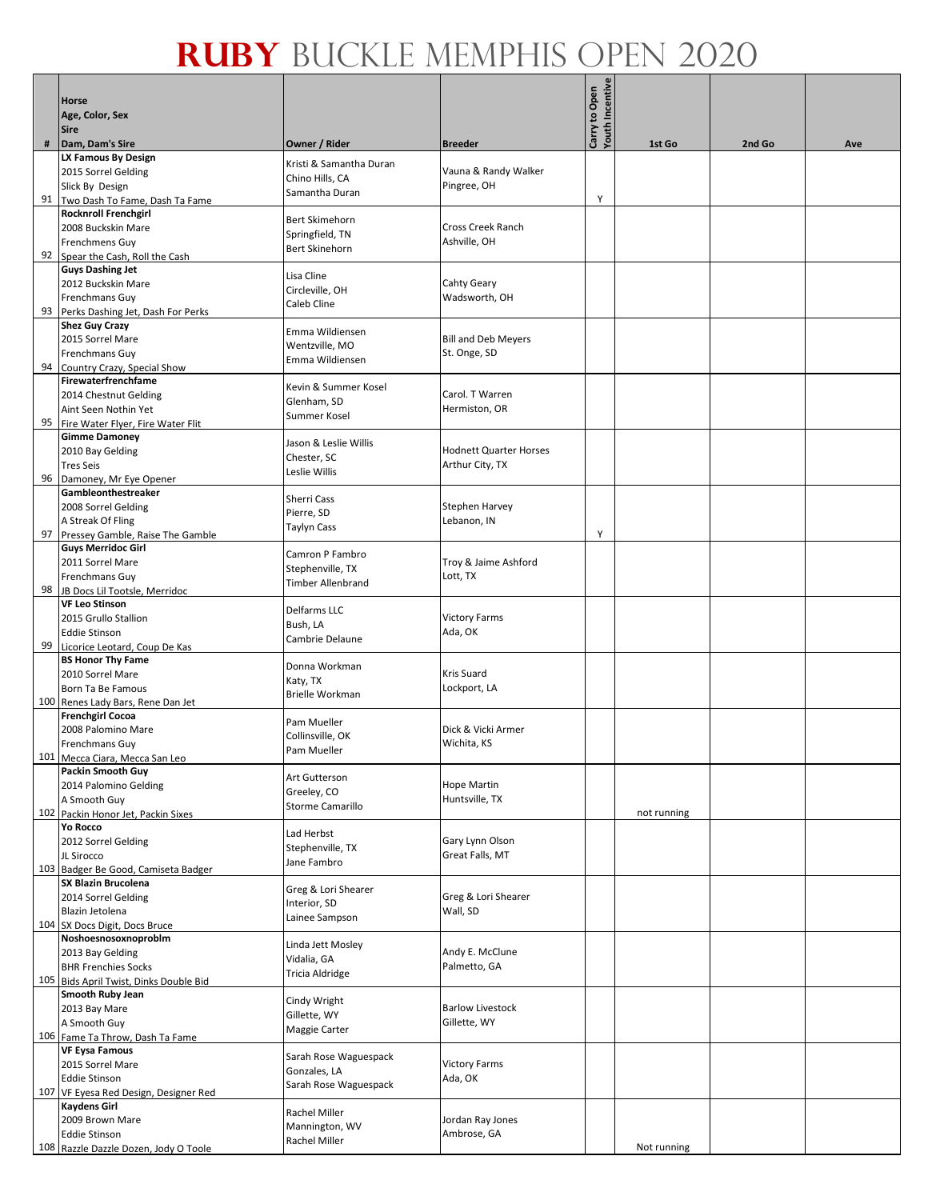# RUBY BUCKLE MEMPHIS OPEN 2020

| # | Horse<br>Age, Color, Sex<br>Sire<br>Dam, Dam's Sire | Owner / Rider | Breeder | Carry to Open<br>Youth Incentive | 1st Go | 2nd Go | Ave |
|---|---|---|---|---|---|---|---|
| 91 | **LX Famous By Design**<br>2015 Sorrel Gelding<br>Slick By Design<br>Two Dash To Fame, Dash Ta Fame | Kristi & Samantha Duran<br>Chino Hills, CA<br>Samantha Duran | Vauna & Randy Walker<br>Pingree, OH | Y | | | |
| 92 | **Rocknroll Frenchgirl**<br>2008 Buckskin Mare<br>Frenchmens Guy<br>Spear the Cash, Roll the Cash | Bert Skimehorn<br>Springfield, TN<br>Bert Skinehorn | Cross Creek Ranch<br>Ashville, OH | | | | |
| 93 | **Guys Dashing Jet**<br>2012 Buckskin Mare<br>Frenchmans Guy<br>Perks Dashing Jet, Dash For Perks | Lisa Cline<br>Circleville, OH<br>Caleb Cline | Cahty Geary<br>Wadsworth, OH | | | | |
| 94 | **Shez Guy Crazy**<br>2015 Sorrel Mare<br>Frenchmans Guy<br>Country Crazy, Special Show | Emma Wildiensen<br>Wentzville, MO<br>Emma Wildiensen | Bill and Deb Meyers<br>St. Onge, SD | | | | |
| 95 | **Firewaterfrenchfame**<br>2014 Chestnut Gelding<br>Aint Seen Nothin Yet<br>Fire Water Flyer, Fire Water Flit | Kevin & Summer Kosel<br>Glenham, SD<br>Summer Kosel | Carol. T Warren<br>Hermiston, OR | | | | |
| 96 | **Gimme Damoney**<br>2010 Bay Gelding<br>Tres Seis<br>Damoney, Mr Eye Opener | Jason & Leslie Willis<br>Chester, SC<br>Leslie Willis | Hodnett Quarter Horses<br>Arthur City, TX | | | | |
| 97 | **Gambleonthestreaker**<br>2008 Sorrel Gelding<br>A Streak Of Fling<br>Pressey Gamble, Raise The Gamble | Sherri Cass<br>Pierre, SD<br>Taylyn Cass | Stephen Harvey<br>Lebanon, IN | Y | | | |
| 98 | **Guys Merridoc Girl**<br>2011 Sorrel Mare<br>Frenchmans Guy<br>JB Docs Lil Tootsle, Merridoc | Camron P Fambro<br>Stephenville, TX<br>Timber Allenbrand | Troy & Jaime Ashford<br>Lott, TX | | | | |
| 99 | **VF Leo Stinson**<br>2015 Grullo Stallion<br>Eddie Stinson<br>Licorice Leotard, Coup De Kas | Delfarms LLC<br>Bush, LA<br>Cambrie Delaune | Victory Farms<br>Ada, OK | | | | |
| 100 | **BS Honor Thy Fame**<br>2010 Sorrel Mare<br>Born Ta Be Famous<br>Renes Lady Bars, Rene Dan Jet | Donna Workman<br>Katy, TX<br>Brielle Workman | Kris Suard<br>Lockport, LA | | | | |
| 101 | **Frenchgirl Cocoa**<br>2008 Palomino Mare<br>Frenchmans Guy<br>Mecca Ciara, Mecca San Leo | Pam Mueller<br>Collinsville, OK<br>Pam Mueller | Dick & Vicki Armer<br>Wichita, KS | | | | |
| 102 | **Packin Smooth Guy**<br>2014 Palomino Gelding<br>A Smooth Guy<br>Packin Honor Jet, Packin Sixes | Art Gutterson<br>Greeley, CO<br>Storme Camarillo | Hope Martin<br>Huntsville, TX | | not running | | |
| 103 | **Yo Rocco**<br>2012 Sorrel Gelding<br>JL Sirocco<br>Badger Be Good, Camiseta Badger | Lad Herbst<br>Stephenville, TX<br>Jane Fambro | Gary Lynn Olson<br>Great Falls, MT | | | | |
| 104 | **SX Blazin Brucolena**<br>2014 Sorrel Gelding<br>Blazin Jetolena<br>SX Docs Digit, Docs Bruce | Greg & Lori Shearer<br>Interior, SD<br>Lainee Sampson | Greg & Lori Shearer<br>Wall, SD | | | | |
| 105 | **Noshoesnosoxnoproblm**<br>2013 Bay Gelding<br>BHR Frenchies Socks<br>Bids April Twist, Dinks Double Bid | Linda Jett Mosley<br>Vidalia, GA<br>Tricia Aldridge | Andy E. McClune<br>Palmetto, GA | | | | |
| 106 | **Smooth Ruby Jean**<br>2013 Bay Mare<br>A Smooth Guy<br>Fame Ta Throw, Dash Ta Fame | Cindy Wright<br>Gillette, WY<br>Maggie Carter | Barlow Livestock<br>Gillette, WY | | | | |
| 107 | **VF Eysa Famous**<br>2015 Sorrel Mare<br>Eddie Stinson<br>VF Eyesa Red Design, Designer Red | Sarah Rose Waguespack<br>Gonzales, LA<br>Sarah Rose Waguespack | Victory Farms<br>Ada, OK | | | | |
| 108 | **Kaydens Girl**<br>2009 Brown Mare<br>Eddie Stinson<br>Razzle Dazzle Dozen, Jody O Toole | Rachel Miller<br>Mannington, WV<br>Rachel Miller | Jordan Ray Jones<br>Ambrose, GA | | Not running | | |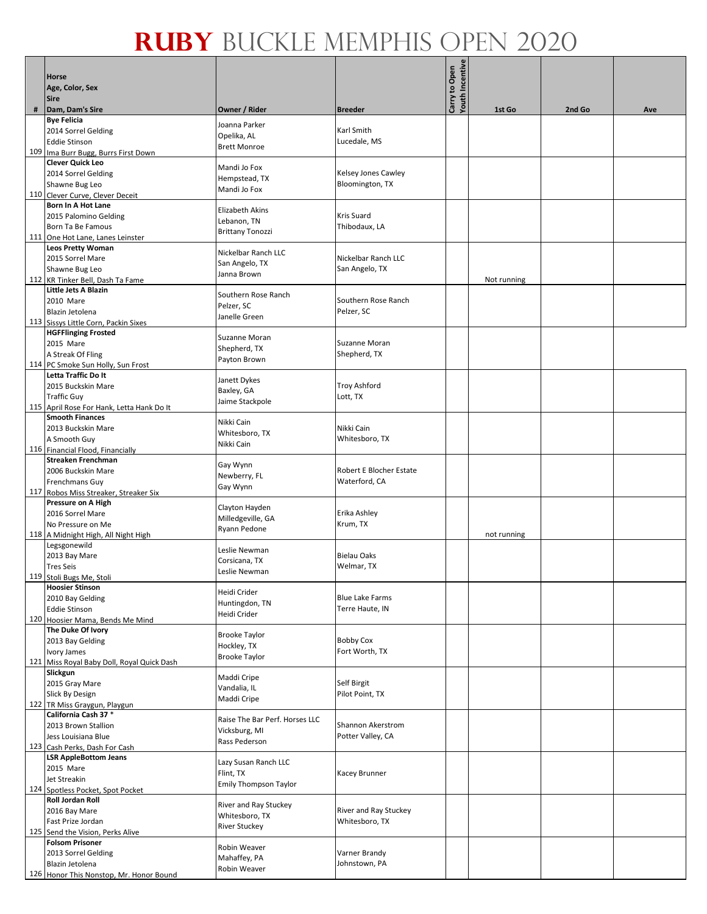# RUBY BUCKLE MEMPHIS OPEN 2020

| # | Horse<br>Age, Color, Sex<br>Sire<br>Dam, Dam's Sire | Owner / Rider | Breeder | Carry to Open<br>Youth Incentive | 1st Go | 2nd Go | Ave |
|---|---|---|---|---|---|---|---|
| 109 | **Bye Felicia**<br>2014 Sorrel Gelding<br>Eddie Stinson<br>Ima Burr Bugg, Burrs First Down | Joanna Parker<br>Opelika, AL<br>Brett Monroe | Karl Smith<br>Lucedale, MS | | | | |
| 110 | **Clever Quick Leo**<br>2014 Sorrel Gelding<br>Shawne Bug Leo<br>Clever Curve, Clever Deceit | Mandi Jo Fox<br>Hempstead, TX<br>Mandi Jo Fox | Kelsey Jones Cawley<br>Bloomington, TX | | | | |
| 111 | **Born In A Hot Lane**<br>2015 Palomino Gelding<br>Born Ta Be Famous<br>One Hot Lane, Lanes Leinster | Elizabeth Akins<br>Lebanon, TN<br>Brittany Tonozzi | Kris Suard<br>Thibodaux, LA | | | | |
| 112 | **Leos Pretty Woman**<br>2015 Sorrel Mare<br>Shawne Bug Leo<br>KR Tinker Bell, Dash Ta Fame | Nickelbar Ranch LLC<br>San Angelo, TX<br>Janna Brown | Nickelbar Ranch LLC<br>San Angelo, TX | | Not running | | |
| 113 | **Little Jets A Blazin**<br>2010 Mare<br>Blazin Jetolena<br>Sissys Little Corn, Packin Sixes | Southern Rose Ranch<br>Pelzer, SC<br>Janelle Green | Southern Rose Ranch<br>Pelzer, SC | | | | |
| 114 | **HGFFlinging Frosted**<br>2015 Mare<br>A Streak Of Fling<br>PC Smoke Sun Holly, Sun Frost | Suzanne Moran<br>Shepherd, TX<br>Payton Brown | Suzanne Moran<br>Shepherd, TX | | | | |
| 115 | **Letta Traffic Do It**<br>2015 Buckskin Mare<br>Traffic Guy<br>April Rose For Hank, Letta Hank Do It | Janett Dykes<br>Baxley, GA<br>Jaime Stackpole | Troy Ashford<br>Lott, TX | | | | |
| 116 | **Smooth Finances**<br>2013 Buckskin Mare<br>A Smooth Guy<br>Financial Flood, Financially | Nikki Cain<br>Whitesboro, TX<br>Nikki Cain | Nikki Cain<br>Whitesboro, TX | | | | |
| 117 | **Streaken Frenchman**<br>2006 Buckskin Mare<br>Frenchmans Guy<br>Robos Miss Streaker, Streaker Six | Gay Wynn<br>Newberry, FL<br>Gay Wynn | Robert E Blocher Estate<br>Waterford, CA | | | | |
| 118 | **Pressure on A High**<br>2016 Sorrel Mare<br>No Pressure on Me<br>A Midnight High, All Night High | Clayton Hayden<br>Milledgeville, GA<br>Ryann Pedone | Erika Ashley<br>Krum, TX | | not running | | |
| 119 | Legsgonewild<br>2013 Bay Mare<br>Tres Seis<br>Stoli Bugs Me, Stoli | Leslie Newman<br>Corsicana, TX<br>Leslie Newman | Bielau Oaks<br>Welmar, TX | | | | |
| 120 | **Hoosier Stinson**<br>2010 Bay Gelding<br>Eddie Stinson<br>Hoosier Mama, Bends Me Mind | Heidi Crider<br>Huntingdon, TN<br>Heidi Crider | Blue Lake Farms<br>Terre Haute, IN | | | | |
| 121 | **The Duke Of Ivory**<br>2013 Bay Gelding<br>Ivory James<br>Miss Royal Baby Doll, Royal Quick Dash | Brooke Taylor<br>Hockley, TX<br>Brooke Taylor | Bobby Cox<br>Fort Worth, TX | | | | |
| 122 | **Slickgun**<br>2015 Gray Mare<br>Slick By Design<br>TR Miss Graygun, Playgun | Maddi Cripe<br>Vandalia, IL<br>Maddi Cripe | Self Birgit<br>Pilot Point, TX | | | | |
| 123 | **California Cash 37** *<br>2013 Brown Stallion<br>Jess Louisiana Blue<br>Cash Perks, Dash For Cash | Raise The Bar Perf. Horses LLC<br>Vicksburg, MI<br>Rass Pederson | Shannon Akerstrom<br>Potter Valley, CA | | | | |
| 124 | **LSR AppleBottom Jeans**<br>2015 Mare<br>Jet Streakin<br>Spotless Pocket, Spot Pocket | Lazy Susan Ranch LLC<br>Flint, TX<br>Emily Thompson Taylor | Kacey Brunner | | | | |
| 125 | **Roll Jordan Roll**<br>2016 Bay Mare<br>Fast Prize Jordan<br>Send the Vision, Perks Alive | River and Ray Stuckey<br>Whitesboro, TX<br>River Stuckey | River and Ray Stuckey<br>Whitesboro, TX | | | | |
| 126 | **Folsom Prisoner**<br>2013 Sorrel Gelding<br>Blazin Jetolena<br>Honor This Nonstop, Mr. Honor Bound | Robin Weaver<br>Mahaffey, PA<br>Robin Weaver | Varner Brandy<br>Johnstown, PA | | | | |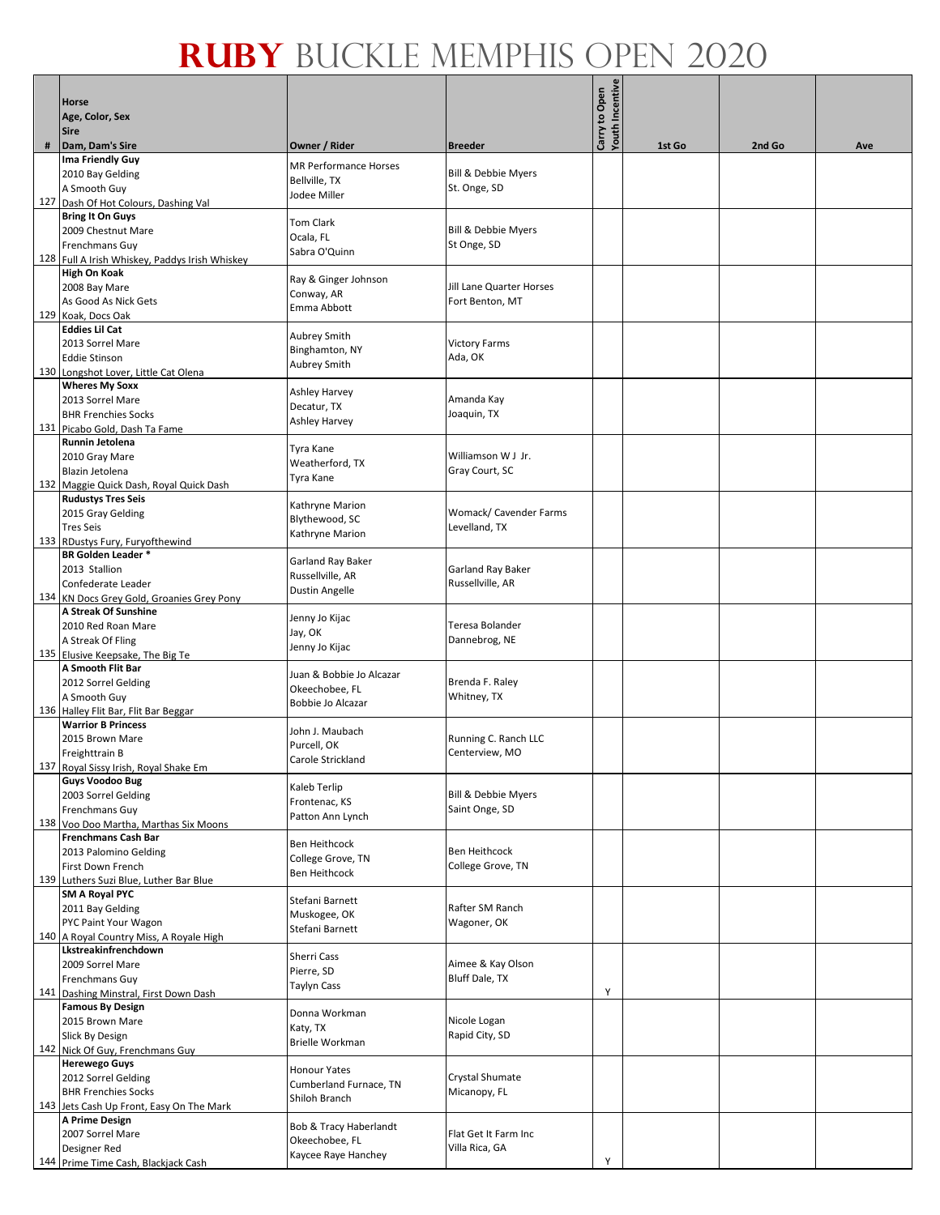# RUBY BUCKLE MEMPHIS OPEN 2020

| # | Horse<br>Age, Color, Sex<br>Sire<br>Dam, Dam's Sire | Owner / Rider | Breeder | Carry to Open<br>Youth Incentive | 1st Go | 2nd Go | Ave |
|---|---|---|---|---|---|---|---|
| 127 | **Ima Friendly Guy**<br>2010 Bay Gelding<br>A Smooth Guy<br>Dash Of Hot Colours, Dashing Val | MR Performance Horses<br>Bellville, TX<br>Jodee Miller | Bill & Debbie Myers<br>St. Onge, SD | | | | |
| 128 | **Bring It On Guys**<br>2009 Chestnut Mare<br>Frenchmans Guy<br>Full A Irish Whiskey, Paddys Irish Whiskey | Tom Clark<br>Ocala, FL<br>Sabra O'Quinn | Bill & Debbie Myers<br>St Onge, SD | | | | |
| 129 | **High On Koak**<br>2008 Bay Mare<br>As Good As Nick Gets<br>Koak, Docs Oak | Ray & Ginger Johnson<br>Conway, AR<br>Emma Abbott | Jill Lane Quarter Horses<br>Fort Benton, MT | | | | |
| 130 | **Eddies Lil Cat**<br>2013 Sorrel Mare<br>Eddie Stinson<br>Longshot Lover, Little Cat Olena | Aubrey Smith<br>Binghamton, NY<br>Aubrey Smith | Victory Farms<br>Ada, OK | | | | |
| 131 | **Wheres My Soxx**<br>2013 Sorrel Mare<br>BHR Frenchies Socks<br>Picabo Gold, Dash Ta Fame | Ashley Harvey<br>Decatur, TX<br>Ashley Harvey | Amanda Kay<br>Joaquin, TX | | | | |
| 132 | **Runnin Jetolena**<br>2010 Gray Mare<br>Blazin Jetolena<br>Maggie Quick Dash, Royal Quick Dash | Tyra Kane<br>Weatherford, TX<br>Tyra Kane | Williamson W J Jr.<br>Gray Court, SC | | | | |
| 133 | **Rudustys Tres Seis**<br>2015 Gray Gelding<br>Tres Seis<br>RDustys Fury, Furyofthewind | Kathryne Marion<br>Blythewood, SC<br>Kathryne Marion | Womack/ Cavender Farms<br>Levelland, TX | | | | |
| 134 | **BR Golden Leader ***<br>2013 Stallion<br>Confederate Leader<br>KN Docs Grey Gold, Groanies Grey Pony | Garland Ray Baker<br>Russellville, AR<br>Dustin Angelle | Garland Ray Baker<br>Russellville, AR | | | | |
| 135 | **A Streak Of Sunshine**<br>2010 Red Roan Mare<br>A Streak Of Fling<br>Elusive Keepsake, The Big Te | Jenny Jo Kijac<br>Jay, OK<br>Jenny Jo Kijac | Teresa Bolander<br>Dannebrog, NE | | | | |
| 136 | **A Smooth Flit Bar**<br>2012 Sorrel Gelding<br>A Smooth Guy<br>Halley Flit Bar, Flit Bar Beggar | Juan & Bobbie Jo Alcazar<br>Okeechobee, FL<br>Bobbie Jo Alcazar | Brenda F. Raley<br>Whitney, TX | | | | |
| 137 | **Warrior B Princess**<br>2015 Brown Mare<br>Freighttrain B<br>Royal Sissy Irish, Royal Shake Em | John J. Maubach<br>Purcell, OK<br>Carole Strickland | Running C. Ranch LLC<br>Centerview, MO | | | | |
| 138 | **Guys Voodoo Bug**<br>2003 Sorrel Gelding<br>Frenchmans Guy<br>Voo Doo Martha, Marthas Six Moons | Kaleb Terlip<br>Frontenac, KS<br>Patton Ann Lynch | Bill & Debbie Myers<br>Saint Onge, SD | | | | |
| 139 | **Frenchmans Cash Bar**<br>2013 Palomino Gelding<br>First Down French<br>Luthers Suzi Blue, Luther Bar Blue | Ben Heithcock<br>College Grove, TN<br>Ben Heithcock | Ben Heithcock<br>College Grove, TN | | | | |
| 140 | **SM A Royal PYC**<br>2011 Bay Gelding<br>PYC Paint Your Wagon<br>A Royal Country Miss, A Royale High | Stefani Barnett<br>Muskogee, OK<br>Stefani Barnett | Rafter SM Ranch<br>Wagoner, OK | | | | |
| 141 | **Lkstreakinfrenchdown**<br>2009 Sorrel Mare<br>Frenchmans Guy<br>Dashing Minstral, First Down Dash | Sherri Cass<br>Pierre, SD<br>Taylyn Cass | Aimee & Kay Olson<br>Bluff Dale, TX | Y | | | |
| 142 | **Famous By Design**<br>2015 Brown Mare<br>Slick By Design<br>Nick Of Guy, Frenchmans Guy | Donna Workman<br>Katy, TX<br>Brielle Workman | Nicole Logan<br>Rapid City, SD | | | | |
| 143 | **Herewego Guys**<br>2012 Sorrel Gelding<br>BHR Frenchies Socks<br>Jets Cash Up Front, Easy On The Mark | Honour Yates<br>Cumberland Furnace, TN<br>Shiloh Branch | Crystal Shumate<br>Micanopy, FL | | | | |
| 144 | **A Prime Design**<br>2007 Sorrel Mare<br>Designer Red<br>Prime Time Cash, Blackjack Cash | Bob & Tracy Haberlandt<br>Okeechobee, FL<br>Kaycee Raye Hanchey | Flat Get It Farm Inc<br>Villa Rica, GA | Y | | | |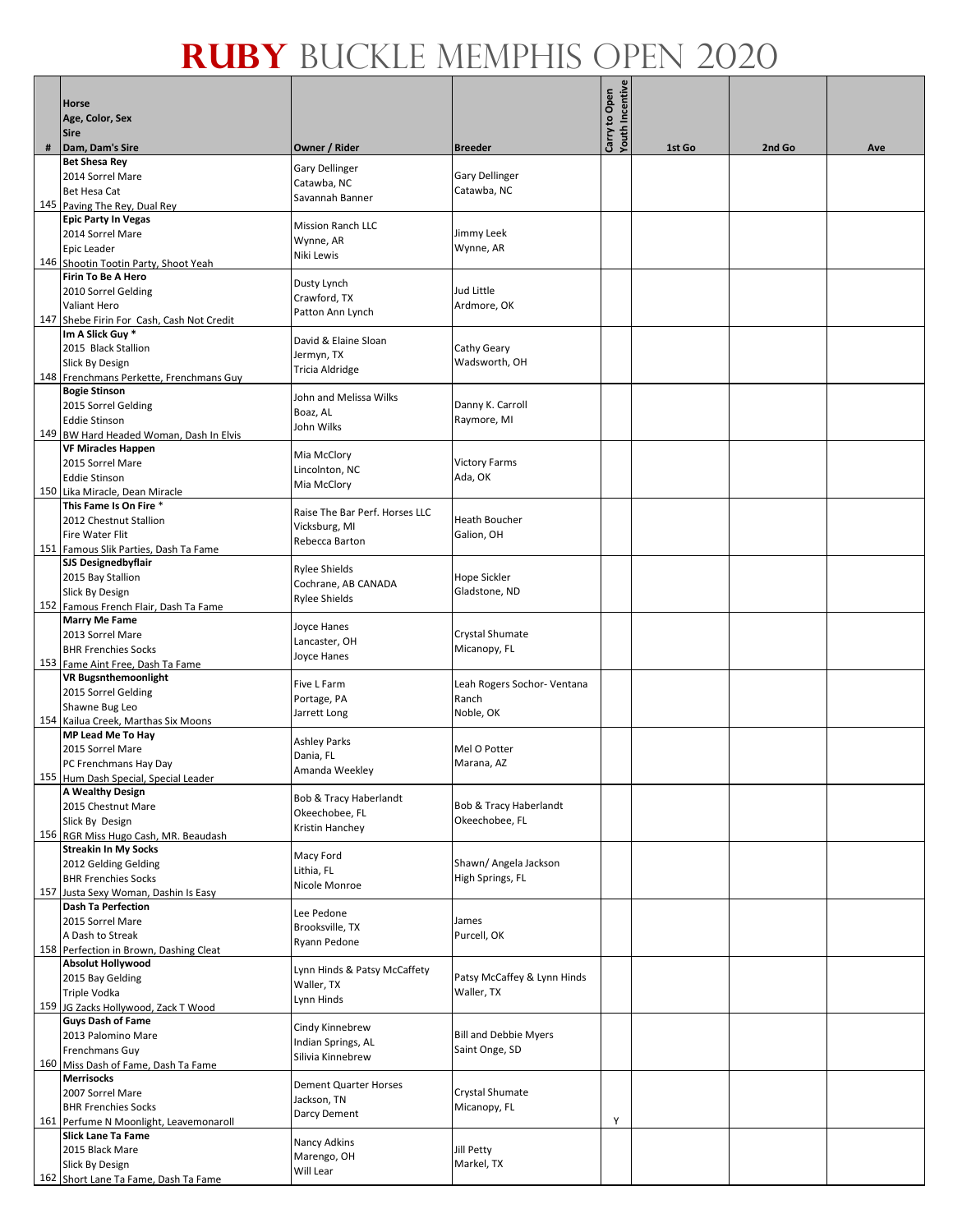# RUBY BUCKLE MEMPHIS OPEN 2020

| # | Horse<br>Age, Color, Sex<br>Sire<br>Dam, Dam's Sire | Owner / Rider | Breeder | Carry to Open<br>Youth Incentive | 1st Go | 2nd Go | Ave |
|---|---|---|---|---|---|---|---|
| 145 | **Bet Shesa Rey**<br>2014 Sorrel Mare<br>Bet Hesa Cat<br>Paving The Rey, Dual Rey | Gary Dellinger<br>Catawba, NC<br>Savannah Banner | Gary Dellinger<br>Catawba, NC | | | | |
| 146 | **Epic Party In Vegas**<br>2014 Sorrel Mare<br>Epic Leader<br>Shootin Tootin Party, Shoot Yeah | Mission Ranch LLC<br>Wynne, AR<br>Niki Lewis | Jimmy Leek<br>Wynne, AR | | | | |
| 147 | **Firin To Be A Hero**<br>2010 Sorrel Gelding<br>Valiant Hero<br>Shebe Firin For Cash, Cash Not Credit | Dusty Lynch<br>Crawford, TX<br>Patton Ann Lynch | Jud Little<br>Ardmore, OK | | | | |
| 148 | **Im A Slick Guy ***<br>2015 Black Stallion<br>Slick By Design<br>Frenchmans Perkette, Frenchmans Guy | David & Elaine Sloan<br>Jermyn, TX<br>Tricia Aldridge | Cathy Geary<br>Wadsworth, OH | | | | |
| 149 | **Bogie Stinson**<br>2015 Sorrel Gelding<br>Eddie Stinson<br>BW Hard Headed Woman, Dash In Elvis | John and Melissa Wilks<br>Boaz, AL<br>John Wilks | Danny K. Carroll<br>Raymore, MI | | | | |
| 150 | **VF Miracles Happen**<br>2015 Sorrel Mare<br>Eddie Stinson<br>Lika Miracle, Dean Miracle | Mia McClory<br>Lincolnton, NC<br>Mia McClory | Victory Farms<br>Ada, OK | | | | |
| 151 | **This Fame Is On Fire ***<br>2012 Chestnut Stallion<br>Fire Water Flit<br>Famous Slik Parties, Dash Ta Fame | Raise The Bar Perf. Horses LLC<br>Vicksburg, MI<br>Rebecca Barton | Heath Boucher<br>Galion, OH | | | | |
| 152 | **SJS Designedbyflair**<br>2015 Bay Stallion<br>Slick By Design<br>Famous French Flair, Dash Ta Fame | Rylee Shields<br>Cochrane, AB CANADA<br>Rylee Shields | Hope Sickler<br>Gladstone, ND | | | | |
| 153 | **Marry Me Fame**<br>2013 Sorrel Mare<br>BHR Frenchies Socks<br>Fame Aint Free, Dash Ta Fame | Joyce Hanes<br>Lancaster, OH<br>Joyce Hanes | Crystal Shumate<br>Micanopy, FL | | | | |
| 154 | **VR Bugsnthemoonlight**<br>2015 Sorrel Gelding<br>Shawne Bug Leo<br>Kailua Creek, Marthas Six Moons | Five L Farm<br>Portage, PA<br>Jarrett Long | Leah Rogers Sochor- Ventana Ranch<br>Noble, OK | | | | |
| 155 | **MP Lead Me To Hay**<br>2015 Sorrel Mare<br>PC Frenchmans Hay Day<br>Hum Dash Special, Special Leader | Ashley Parks<br>Dania, FL<br>Amanda Weekley | Mel O Potter<br>Marana, AZ | | | | |
| 156 | **A Wealthy Design**<br>2015 Chestnut Mare<br>Slick By Design<br>RGR Miss Hugo Cash, MR. Beaudash | Bob & Tracy Haberlandt<br>Okeechobee, FL<br>Kristin Hanchey | Bob & Tracy Haberlandt<br>Okeechobee, FL | | | | |
| 157 | **Streakin In My Socks**<br>2012 Gelding Gelding<br>BHR Frenchies Socks<br>Justa Sexy Woman, Dashin Is Easy | Macy Ford<br>Lithia, FL<br>Nicole Monroe | Shawn/ Angela Jackson<br>High Springs, FL | | | | |
| 158 | **Dash Ta Perfection**<br>2015 Sorrel Mare<br>A Dash to Streak<br>Perfection in Brown, Dashing Cleat | Lee Pedone<br>Brooksville, TX<br>Ryann Pedone | James<br>Purcell, OK | | | | |
| 159 | **Absolut Hollywood**<br>2015 Bay Gelding<br>Triple Vodka<br>JG Zacks Hollywood, Zack T Wood | Lynn Hinds & Patsy McCaffety<br>Waller, TX<br>Lynn Hinds | Patsy McCaffey & Lynn Hinds<br>Waller, TX | | | | |
| 160 | **Guys Dash of Fame**<br>2013 Palomino Mare<br>Frenchmans Guy<br>Miss Dash of Fame, Dash Ta Fame | Cindy Kinnebrew<br>Indian Springs, AL<br>Silivia Kinnebrew | Bill and Debbie Myers<br>Saint Onge, SD | | | | |
| 161 | **Merrisocks**<br>2007 Sorrel Mare<br>BHR Frenchies Socks<br>Perfume N Moonlight, Leavemonaroll | Dement Quarter Horses<br>Jackson, TN<br>Darcy Dement | Crystal Shumate<br>Micanopy, FL | Y | | | |
| 162 | **Slick Lane Ta Fame**<br>2015 Black Mare<br>Slick By Design<br>Short Lane Ta Fame, Dash Ta Fame | Nancy Adkins<br>Marengo, OH<br>Will Lear | Jill Petty<br>Markel, TX | | | | |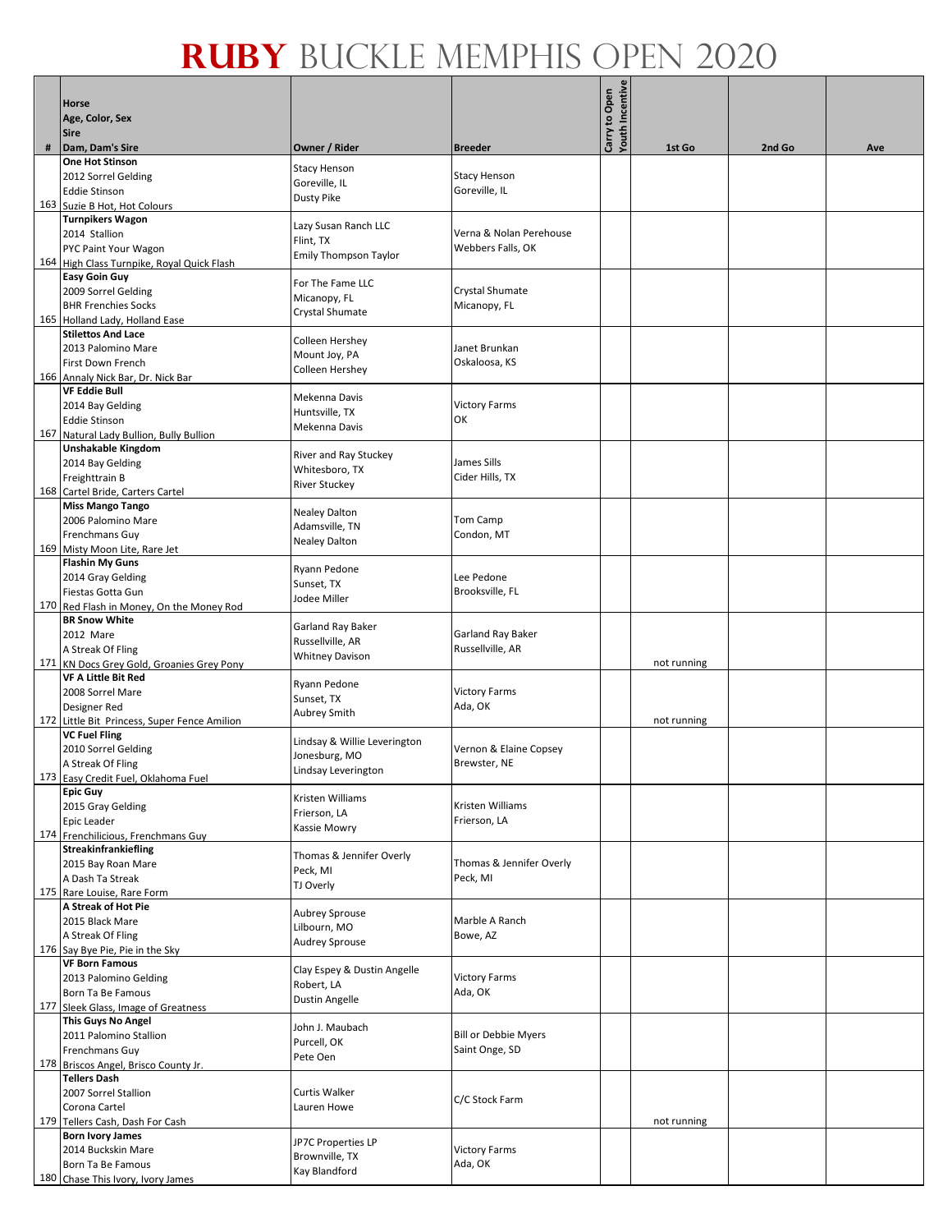# RUBY BUCKLE MEMPHIS OPEN 2020

| # | Horse<br>Age, Color, Sex<br>Sire<br>Dam, Dam's Sire | Owner / Rider | Breeder | Carry to Open | Youth Incentive | 1st Go | 2nd Go | Ave |
|---|---|---|---|---|---|---|---|---|
| 163 | **One Hot Stinson**<br>2012 Sorrel Gelding<br>Eddie Stinson<br>Suzie B Hot, Hot Colours | Stacy Henson<br>Goreville, IL<br>Dusty Pike | Stacy Henson<br>Goreville, IL | | | | | |
| 164 | **Turnpikers Wagon**<br>2014 Stallion<br>PYC Paint Your Wagon<br>High Class Turnpike, Royal Quick Flash | Lazy Susan Ranch LLC<br>Flint, TX<br>Emily Thompson Taylor | Verna & Nolan Perehouse<br>Webbers Falls, OK | | | | | |
| 165 | **Easy Goin Guy**<br>2009 Sorrel Gelding<br>BHR Frenchies Socks<br>Holland Lady, Holland Ease | For The Fame LLC<br>Micanopy, FL<br>Crystal Shumate | Crystal Shumate<br>Micanopy, FL | | | | | |
| 166 | **Stilettos And Lace**<br>2013 Palomino Mare<br>First Down French<br>Annaly Nick Bar, Dr. Nick Bar | Colleen Hershey<br>Mount Joy, PA<br>Colleen Hershey | Janet Brunkan<br>Oskaloosa, KS | | | | | |
| 167 | **VF Eddie Bull**<br>2014 Bay Gelding<br>Eddie Stinson<br>Natural Lady Bullion, Bully Bullion | Mekenna Davis<br>Huntsville, TX<br>Mekenna Davis | Victory Farms<br>OK | | | | | |
| 168 | **Unshakable Kingdom**<br>2014 Bay Gelding<br>Freighttrain B<br>Cartel Bride, Carters Cartel | River and Ray Stuckey<br>Whitesboro, TX<br>River Stuckey | James Sills<br>Cider Hills, TX | | | | | |
| 169 | **Miss Mango Tango**<br>2006 Palomino Mare<br>Frenchmans Guy<br>Misty Moon Lite, Rare Jet | Nealey Dalton<br>Adamsville, TN<br>Nealey Dalton | Tom Camp<br>Condon, MT | | | | | |
| 170 | **Flashin My Guns**<br>2014 Gray Gelding<br>Fiestas Gotta Gun<br>Red Flash in Money, On the Money Rod | Ryann Pedone<br>Sunset, TX<br>Jodee Miller | Lee Pedone<br>Brooksville, FL | | | | | |
| 171 | **BR Snow White**<br>2012 Mare<br>A Streak Of Fling<br>KN Docs Grey Gold, Groanies Grey Pony | Garland Ray Baker<br>Russellville, AR<br>Whitney Davison | Garland Ray Baker<br>Russellville, AR | | | not running | | |
| 172 | **VF A Little Bit Red**<br>2008 Sorrel Mare<br>Designer Red<br>Little Bit Princess, Super Fence Amilion | Ryann Pedone<br>Sunset, TX<br>Aubrey Smith | Victory Farms<br>Ada, OK | | | not running | | |
| 173 | **VC Fuel Fling**<br>2010 Sorrel Gelding<br>A Streak Of Fling<br>Easy Credit Fuel, Oklahoma Fuel | Lindsay & Willie Leverington<br>Jonesburg, MO<br>Lindsay Leverington | Vernon & Elaine Copsey<br>Brewster, NE | | | | | |
| 174 | **Epic Guy**<br>2015 Gray Gelding<br>Epic Leader<br>Frenchilicious, Frenchmans Guy | Kristen Williams<br>Frierson, LA<br>Kassie Mowry | Kristen Williams<br>Frierson, LA | | | | | |
| 175 | **Streakinfrankiefling**<br>2015 Bay Roan Mare<br>A Dash Ta Streak<br>Rare Louise, Rare Form | Thomas & Jennifer Overly<br>Peck, MI<br>TJ Overly | Thomas & Jennifer Overly<br>Peck, MI | | | | | |
| 176 | **A Streak of Hot Pie**<br>2015 Black Mare<br>A Streak Of Fling<br>Say Bye Pie, Pie in the Sky | Aubrey Sprouse<br>Lilbourn, MO<br>Audrey Sprouse | Marble A Ranch<br>Bowe, AZ | | | | | |
| 177 | **VF Born Famous**<br>2013 Palomino Gelding<br>Born Ta Be Famous<br>Sleek Glass, Image of Greatness | Clay Espey & Dustin Angelle<br>Robert, LA<br>Dustin Angelle | Victory Farms<br>Ada, OK | | | | | |
| 178 | **This Guys No Angel**<br>2011 Palomino Stallion<br>Frenchmans Guy<br>Briscos Angel, Brisco County Jr. | John J. Maubach<br>Purcell, OK<br>Pete Oen | Bill or Debbie Myers<br>Saint Onge, SD | | | | | |
| 179 | **Tellers Dash**<br>2007 Sorrel Stallion<br>Corona Cartel<br>Tellers Cash, Dash For Cash | Curtis Walker<br>Lauren Howe | C/C Stock Farm | | | not running | | |
| 180 | **Born Ivory James**<br>2014 Buckskin Mare<br>Born Ta Be Famous<br>Chase This Ivory, Ivory James | JP7C Properties LP<br>Brownville, TX<br>Kay Blandford | Victory Farms<br>Ada, OK | | | | | |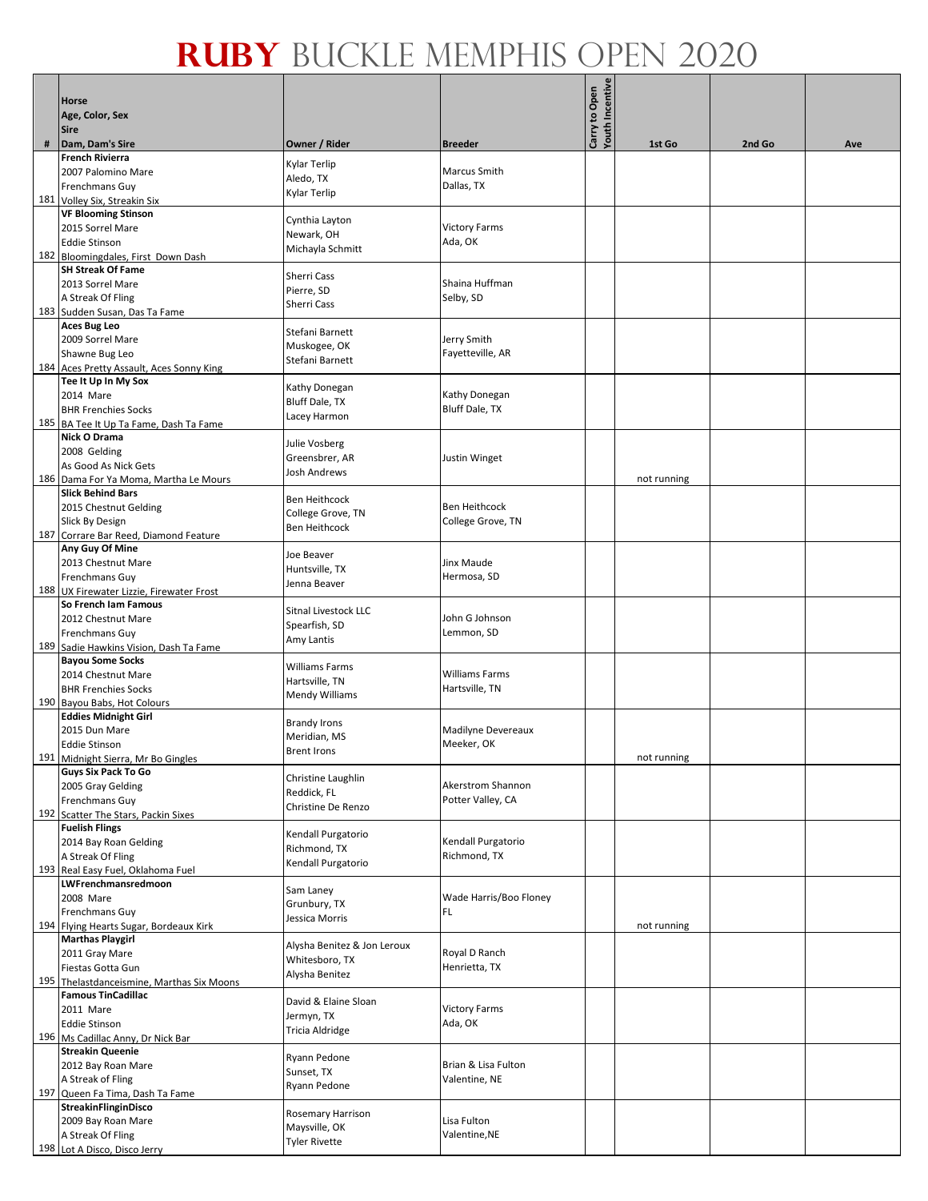# RUBY BUCKLE MEMPHIS OPEN 2020

| # | Horse<br>Age, Color, Sex<br>Sire<br>Dam, Dam's Sire | Owner / Rider | Breeder | Carry to Open<br>Youth Incentive | 1st Go | 2nd Go | Ave |
|---|---|---|---|---|---|---|---|
| 181 | **French Rivierra**<br>2007 Palomino Mare<br>Frenchmans Guy<br>Volley Six, Streakin Six | Kylar Terlip<br>Aledo, TX<br>Kylar Terlip | Marcus Smith<br>Dallas, TX | | | | |
| 182 | **VF Blooming Stinson**<br>2015 Sorrel Mare<br>Eddie Stinson<br>Bloomingdales, First Down Dash | Cynthia Layton<br>Newark, OH<br>Michayla Schmitt | Victory Farms<br>Ada, OK | | | | |
| 183 | **SH Streak Of Fame**<br>2013 Sorrel Mare<br>A Streak Of Fling<br>Sudden Susan, Das Ta Fame | Sherri Cass<br>Pierre, SD<br>Sherri Cass | Shaina Huffman<br>Selby, SD | | | | |
| 184 | **Aces Bug Leo**<br>2009 Sorrel Mare<br>Shawne Bug Leo<br>Aces Pretty Assault, Aces Sonny King | Stefani Barnett<br>Muskogee, OK<br>Stefani Barnett | Jerry Smith<br>Fayetteville, AR | | | | |
| 185 | **Tee It Up In My Sox**<br>2014 Mare<br>BHR Frenchies Socks<br>BA Tee It Up Ta Fame, Dash Ta Fame | Kathy Donegan<br>Bluff Dale, TX<br>Lacey Harmon | Kathy Donegan<br>Bluff Dale, TX | | | | |
| 186 | **Nick O Drama**<br>2008 Gelding<br>As Good As Nick Gets<br>Dama For Ya Moma, Martha Le Mours | Julie Vosberg<br>Greensbrer, AR<br>Josh Andrews | Justin Winget | | not running | | |
| 187 | **Slick Behind Bars**<br>2015 Chestnut Gelding<br>Slick By Design<br>Corrare Bar Reed, Diamond Feature | Ben Heithcock<br>College Grove, TN<br>Ben Heithcock | Ben Heithcock<br>College Grove, TN | | | | |
| 188 | **Any Guy Of Mine**<br>2013 Chestnut Mare<br>Frenchmans Guy<br>UX Firewater Lizzie, Firewater Frost | Joe Beaver<br>Huntsville, TX<br>Jenna Beaver | Jinx Maude<br>Hermosa, SD | | | | |
| 189 | **So French Iam Famous**<br>2012 Chestnut Mare<br>Frenchmans Guy<br>Sadie Hawkins Vision, Dash Ta Fame | Sitnal Livestock LLC<br>Spearfish, SD<br>Amy Lantis | John G Johnson<br>Lemmon, SD | | | | |
| 190 | **Bayou Some Socks**<br>2014 Chestnut Mare<br>BHR Frenchies Socks<br>Bayou Babs, Hot Colours | Williams Farms<br>Hartsville, TN<br>Mendy Williams | Williams Farms<br>Hartsville, TN | | | | |
| 191 | **Eddies Midnight Girl**<br>2015 Dun Mare<br>Eddie Stinson<br>Midnight Sierra, Mr Bo Gingles | Brandy Irons<br>Meridian, MS<br>Brent Irons | Madilyne Devereaux<br>Meeker, OK | | not running | | |
| 192 | **Guys Six Pack To Go**<br>2005 Gray Gelding<br>Frenchmans Guy<br>Scatter The Stars, Packin Sixes | Christine Laughlin<br>Reddick, FL<br>Christine De Renzo | Akerstrom Shannon<br>Potter Valley, CA | | | | |
| 193 | **Fuelish Flings**<br>2014 Bay Roan Gelding<br>A Streak Of Fling<br>Real Easy Fuel, Oklahoma Fuel | Kendall Purgatorio<br>Richmond, TX<br>Kendall Purgatorio | Kendall Purgatorio<br>Richmond, TX | | | | |
| 194 | **LWFrenchmansredmoon**<br>2008 Mare<br>Frenchmans Guy<br>Flying Hearts Sugar, Bordeaux Kirk | Sam Laney<br>Grunbury, TX<br>Jessica Morris | Wade Harris/Boo Floney<br>FL | | not running | | |
| 195 | **Marthas Playgirl**<br>2011 Gray Mare<br>Fiestas Gotta Gun<br>Thelastdanceismine, Marthas Six Moons | Alysha Benitez & Jon Leroux<br>Whitesboro, TX<br>Alysha Benitez | Royal D Ranch<br>Henrietta, TX | | | | |
| 196 | **Famous TinCadillac**<br>2011 Mare<br>Eddie Stinson<br>Ms Cadillac Anny, Dr Nick Bar | David & Elaine Sloan<br>Jermyn, TX<br>Tricia Aldridge | Victory Farms<br>Ada, OK | | | | |
| 197 | **Streakin Queenie**<br>2012 Bay Roan Mare<br>A Streak of Fling<br>Queen Fa Tima, Dash Ta Fame | Ryann Pedone<br>Sunset, TX<br>Ryann Pedone | Brian & Lisa Fulton<br>Valentine, NE | | | | |
| 198 | **StreakinFlinginDisco**<br>2009 Bay Roan Mare<br>A Streak Of Fling<br>Lot A Disco, Disco Jerry | Rosemary Harrison<br>Maysville, OK<br>Tyler Rivette | Lisa Fulton<br>Valentine,NE | | | | |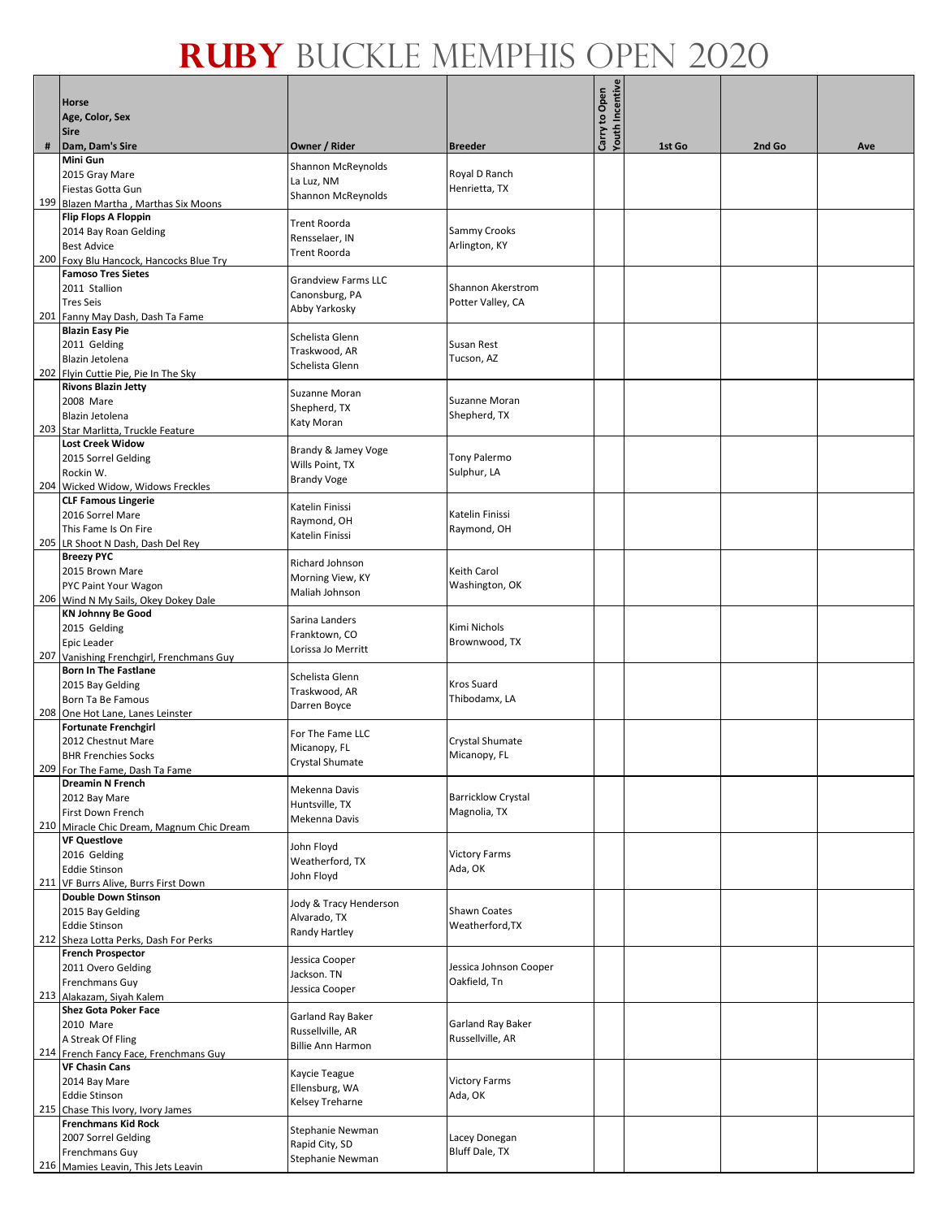# RUBY BUCKLE MEMPHIS OPEN 2020

| # | Horse<br>Age, Color, Sex<br>Sire<br>Dam, Dam's Sire | Owner / Rider | Breeder | Carry to Open<br>Youth Incentive | 1st Go | 2nd Go | Ave |
|---|---|---|---|---|---|---|---|
| 199 | **Mini Gun**<br>2015 Gray Mare<br>Fiestas Gotta Gun<br>Blazen Martha , Marthas Six Moons | Shannon McReynolds<br>La Luz, NM<br>Shannon McReynolds | Royal D Ranch<br>Henrietta, TX | | | | |
| 200 | **Flip Flops A Floppin**<br>2014 Bay Roan Gelding<br>Best Advice<br>Foxy Blu Hancock, Hancocks Blue Try | Trent Roorda<br>Rensselaer, IN<br>Trent Roorda | Sammy Crooks<br>Arlington, KY | | | | |
| 201 | **Famoso Tres Sietes**<br>2011 Stallion<br>Tres Seis<br>Fanny May Dash, Dash Ta Fame | Grandview Farms LLC<br>Canonsburg, PA<br>Abby Yarkosky | Shannon Akerstrom<br>Potter Valley, CA | | | | |
| 202 | **Blazin Easy Pie**<br>2011 Gelding<br>Blazin Jetolena<br>Flyin Cuttie Pie, Pie In The Sky | Schelista Glenn<br>Traskwood, AR<br>Schelista Glenn | Susan Rest<br>Tucson, AZ | | | | |
| 203 | **Rivons Blazin Jetty**<br>2008 Mare<br>Blazin Jetolena<br>Star Marlitta, Truckle Feature | Suzanne Moran<br>Shepherd, TX<br>Katy Moran | Suzanne Moran<br>Shepherd, TX | | | | |
| 204 | **Lost Creek Widow**<br>2015 Sorrel Gelding<br>Rockin W.<br>Wicked Widow, Widows Freckles | Brandy & Jamey Voge<br>Wills Point, TX<br>Brandy Voge | Tony Palermo<br>Sulphur, LA | | | | |
| 205 | **CLF Famous Lingerie**<br>2016 Sorrel Mare<br>This Fame Is On Fire<br>LR Shoot N Dash, Dash Del Rey | Katelin Finissi<br>Raymond, OH<br>Katelin Finissi | Katelin Finissi<br>Raymond, OH | | | | |
| 206 | **Breezy PYC**<br>2015 Brown Mare<br>PYC Paint Your Wagon<br>Wind N My Sails, Okey Dokey Dale | Richard Johnson<br>Morning View, KY<br>Maliah Johnson | Keith Carol<br>Washington, OK | | | | |
| 207 | **KN Johnny Be Good**<br>2015 Gelding<br>Epic Leader<br>Vanishing Frenchgirl, Frenchmans Guy | Sarina Landers<br>Franktown, CO<br>Lorissa Jo Merritt | Kimi Nichols<br>Brownwood, TX | | | | |
| 208 | **Born In The Fastlane**<br>2015 Bay Gelding<br>Born Ta Be Famous<br>One Hot Lane, Lanes Leinster | Schelista Glenn<br>Traskwood, AR<br>Darren Boyce | Kros Suard<br>Thibodamx, LA | | | | |
| 209 | **Fortunate Frenchgirl**<br>2012 Chestnut Mare<br>BHR Frenchies Socks<br>For The Fame, Dash Ta Fame | For The Fame LLC<br>Micanopy, FL<br>Crystal Shumate | Crystal Shumate<br>Micanopy, FL | | | | |
| 210 | **Dreamin N French**<br>2012 Bay Mare<br>First Down French<br>Miracle Chic Dream, Magnum Chic Dream | Mekenna Davis<br>Huntsville, TX<br>Mekenna Davis | Barricklow Crystal<br>Magnolia, TX | | | | |
| 211 | **VF Questlove**<br>2016 Gelding<br>Eddie Stinson<br>VF Burrs Alive, Burrs First Down | John Floyd<br>Weatherford, TX<br>John Floyd | Victory Farms<br>Ada, OK | | | | |
| 212 | **Double Down Stinson**<br>2015 Bay Gelding<br>Eddie Stinson<br>Sheza Lotta Perks, Dash For Perks | Jody & Tracy Henderson<br>Alvarado, TX<br>Randy Hartley | Shawn Coates<br>Weatherford,TX | | | | |
| 213 | **French Prospector**<br>2011 Overo Gelding<br>Frenchmans Guy<br>Alakazam, Siyah Kalem | Jessica Cooper<br>Jackson. TN<br>Jessica Cooper | Jessica Johnson Cooper<br>Oakfield, Tn | | | | |
| 214 | **Shez Gota Poker Face**<br>2010 Mare<br>A Streak Of Fling<br>French Fancy Face, Frenchmans Guy | Garland Ray Baker<br>Russellville, AR<br>Billie Ann Harmon | Garland Ray Baker<br>Russellville, AR | | | | |
| 215 | **VF Chasin Cans**<br>2014 Bay Mare<br>Eddie Stinson<br>Chase This Ivory, Ivory James | Kaycie Teague<br>Ellensburg, WA<br>Kelsey Treharne | Victory Farms<br>Ada, OK | | | | |
| 216 | **Frenchmans Kid Rock**<br>2007 Sorrel Gelding<br>Frenchmans Guy<br>Mamies Leavin, This Jets Leavin | Stephanie Newman<br>Rapid City, SD<br>Stephanie Newman | Lacey Donegan<br>Bluff Dale, TX | | | | |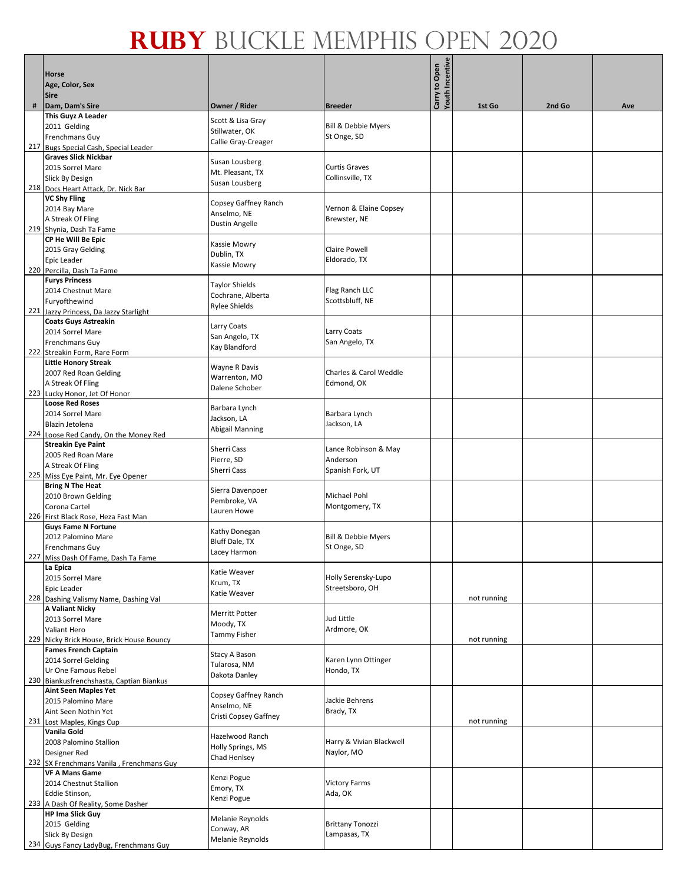# RUBY BUCKLE MEMPHIS OPEN 2020

| # | Horse<br>Age, Color, Sex<br>Sire<br>Dam, Dam's Sire | Owner / Rider | Breeder | Carry to Open<br>Youth Incentive | 1st Go | 2nd Go | Ave |
|---|---|---|---|---|---|---|---|
| 217 | **This Guyz A Leader**<br>2011 Gelding<br>Frenchmans Guy<br>Bugs Special Cash, Special Leader | Scott & Lisa Gray<br>Stillwater, OK<br>Callie Gray-Creager | Bill & Debbie Myers<br>St Onge, SD | | | | |
| 218 | **Graves Slick Nickbar**<br>2015 Sorrel Mare<br>Slick By Design<br>Docs Heart Attack, Dr. Nick Bar | Susan Lousberg<br>Mt. Pleasant, TX<br>Susan Lousberg | Curtis Graves<br>Collinsville, TX | | | | |
| 219 | **VC Shy Fling**<br>2014 Bay Mare<br>A Streak Of Fling<br>Shynia, Dash Ta Fame | Copsey Gaffney Ranch<br>Anselmo, NE<br>Dustin Angelle | Vernon & Elaine Copsey<br>Brewster, NE | | | | |
| 220 | **CP He Will Be Epic**<br>2015 Gray Gelding<br>Epic Leader<br>Percilla, Dash Ta Fame | Kassie Mowry<br>Dublin, TX<br>Kassie Mowry | Claire Powell<br>Eldorado, TX | | | | |
| 221 | **Furys Princess**<br>2014 Chestnut Mare<br>Furyofthewind<br>Jazzy Princess, Da Jazzy Starlight | Taylor Shields<br>Cochrane, Alberta<br>Rylee Shields | Flag Ranch LLC<br>Scottsbluff, NE | | | | |
| 222 | **Coats Guys Astreakin**<br>2014 Sorrel Mare<br>Frenchmans Guy<br>Streakin Form, Rare Form | Larry Coats<br>San Angelo, TX<br>Kay Blandford | Larry Coats<br>San Angelo, TX | | | | |
| 223 | **Little Honory Streak**<br>2007 Red Roan Gelding<br>A Streak Of Fling<br>Lucky Honor, Jet Of Honor | Wayne R Davis<br>Warrenton, MO<br>Dalene Schober | Charles & Carol Weddle<br>Edmond, OK | | | | |
| 224 | **Loose Red Roses**<br>2014 Sorrel Mare<br>Blazin Jetolena<br>Loose Red Candy, On the Money Red | Barbara Lynch<br>Jackson, LA<br>Abigail Manning | Barbara Lynch<br>Jackson, LA | | | | |
| 225 | **Streakin Eye Paint**<br>2005 Red Roan Mare<br>A Streak Of Fling<br>Miss Eye Paint, Mr. Eye Opener | Sherri Cass<br>Pierre, SD<br>Sherri Cass | Lance Robinson & May Anderson<br>Spanish Fork, UT | | | | |
| 226 | **Bring N The Heat**<br>2010 Brown Gelding<br>Corona Cartel<br>First Black Rose, Heza Fast Man | Sierra Davenpoer<br>Pembroke, VA<br>Lauren Howe | Michael Pohl<br>Montgomery, TX | | | | |
| 227 | **Guys Fame N Fortune**<br>2012 Palomino Mare<br>Frenchmans Guy<br>Miss Dash Of Fame, Dash Ta Fame | Kathy Donegan<br>Bluff Dale, TX<br>Lacey Harmon | Bill & Debbie Myers<br>St Onge, SD | | | | |
| 228 | **La Epica**<br>2015 Sorrel Mare<br>Epic Leader<br>Dashing Valismy Name, Dashing Val | Katie Weaver<br>Krum, TX<br>Katie Weaver | Holly Serensky-Lupo<br>Streetsboro, OH | | not running | | |
| 229 | **A Valiant Nicky**<br>2013 Sorrel Mare<br>Valiant Hero<br>Nicky Brick House, Brick House Bouncy | Merritt Potter<br>Moody, TX<br>Tammy Fisher | Jud Little<br>Ardmore, OK | | not running | | |
| 230 | **Fames French Captain**<br>2014 Sorrel Gelding<br>Ur One Famous Rebel<br>Biankusfrenchshasta, Captian Biankus | Stacy A Bason<br>Tularosa, NM<br>Dakota Danley | Karen Lynn Ottinger<br>Hondo, TX | | | | |
| 231 | **Aint Seen Maples Yet**<br>2015 Palomino Mare<br>Aint Seen Nothin Yet<br>Lost Maples, Kings Cup | Copsey Gaffney Ranch<br>Anselmo, NE<br>Cristi Copsey Gaffney | Jackie Behrens<br>Brady, TX | | not running | | |
| 232 | **Vanila Gold**<br>2008 Palomino Stallion<br>Designer Red<br>SX Frenchmans Vanila , Frenchmans Guy | Hazelwood Ranch<br>Holly Springs, MS<br>Chad Henlsey | Harry & Vivian Blackwell<br>Naylor, MO | | | | |
| 233 | **VF A Mans Game**<br>2014 Chestnut Stallion<br>Eddie Stinson,<br>A Dash Of Reality, Some Dasher | Kenzi Pogue<br>Emory, TX<br>Kenzi Pogue | Victory Farms<br>Ada, OK | | | | |
| 234 | **HP Ima Slick Guy**<br>2015 Gelding<br>Slick By Design<br>Guys Fancy LadyBug, Frenchmans Guy | Melanie Reynolds<br>Conway, AR<br>Melanie Reynolds | Brittany Tonozzi<br>Lampasas, TX | | | | |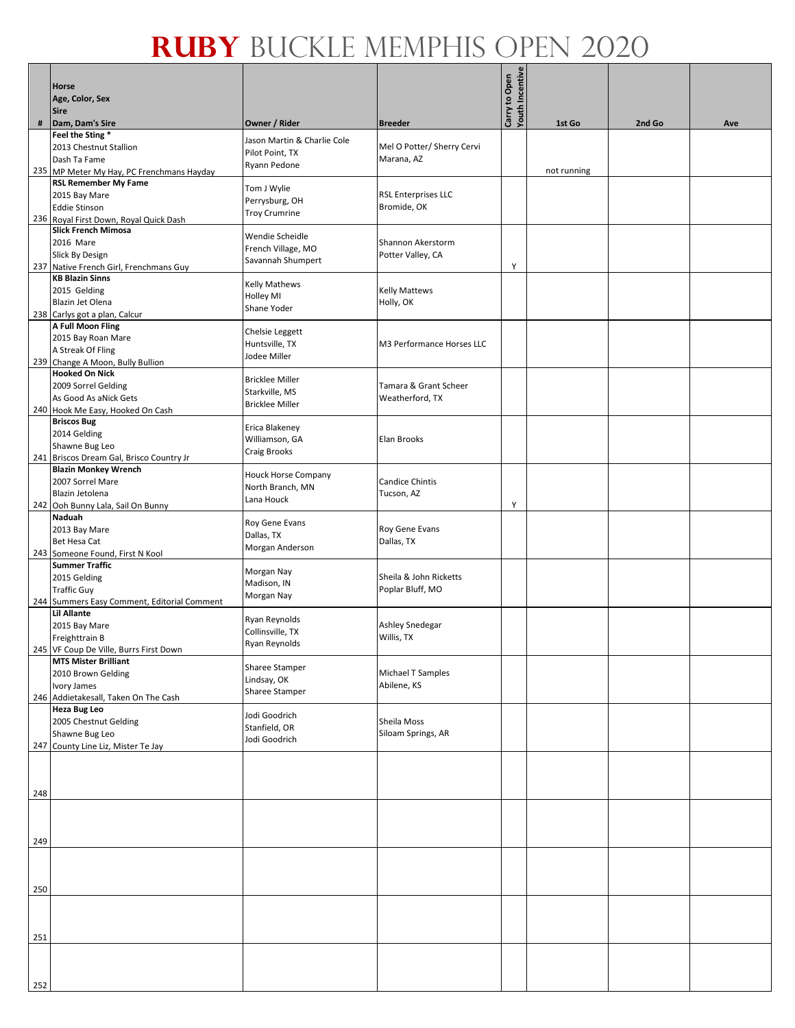# RUBY BUCKLE MEMPHIS OPEN 2020

| # | Horse<br>Age, Color, Sex<br>Sire<br>Dam, Dam's Sire | Owner / Rider | Breeder | Carry to Open<br>Youth Incentive | 1st Go | 2nd Go | Ave |
|---|---|---|---|---|---|---|---|
| 235 | **Feel the Sting ***<br>2013 Chestnut Stallion<br>Dash Ta Fame<br>MP Meter My Hay, PC Frenchmans Hayday | Jason Martin & Charlie Cole<br>Pilot Point, TX<br>Ryann Pedone | Mel O Potter/ Sherry Cervi<br>Marana, AZ | | not running | | |
| 236 | **RSL Remember My Fame**<br>2015 Bay Mare<br>Eddie Stinson<br>Royal First Down, Royal Quick Dash | Tom J Wylie<br>Perrysburg, OH<br>Troy Crumrine | RSL Enterprises LLC<br>Bromide, OK | | | | |
| 237 | **Slick French Mimosa**<br>2016 Mare<br>Slick By Design<br>Native French Girl, Frenchmans Guy | Wendie Scheidle<br>French Village, MO<br>Savannah Shumpert | Shannon Akerstorm<br>Potter Valley, CA | Y | | | |
| 238 | **KB Blazin Sinns**<br>2015 Gelding<br>Blazin Jet Olena<br>Carlys got a plan, Calcur | Kelly Mathews<br>Holley MI<br>Shane Yoder | Kelly Mattews<br>Holly, OK | | | | |
| 239 | **A Full Moon Fling**<br>2015 Bay Roan Mare<br>A Streak Of Fling<br>Change A Moon, Bully Bullion | Chelsie Leggett<br>Huntsville, TX<br>Jodee Miller | M3 Performance Horses LLC | | | | |
| 240 | **Hooked On Nick**<br>2009 Sorrel Gelding<br>As Good As aNick Gets<br>Hook Me Easy, Hooked On Cash | Bricklee Miller<br>Starkville, MS<br>Bricklee Miller | Tamara & Grant Scheer<br>Weatherford, TX | | | | |
| 241 | **Briscos Bug**<br>2014 Gelding<br>Shawne Bug Leo<br>Briscos Dream Gal, Brisco Country Jr | Erica Blakeney<br>Williamson, GA<br>Craig Brooks | Elan Brooks | | | | |
| 242 | **Blazin Monkey Wrench**<br>2007 Sorrel Mare<br>Blazin Jetolena<br>Ooh Bunny Lala, Sail On Bunny | Houck Horse Company<br>North Branch, MN<br>Lana Houck | Candice Chintis<br>Tucson, AZ | Y | | | |
| 243 | **Naduah**<br>2013 Bay Mare<br>Bet Hesa Cat<br>Someone Found, First N Kool | Roy Gene Evans<br>Dallas, TX<br>Morgan Anderson | Roy Gene Evans<br>Dallas, TX | | | | |
| 244 | **Summer Traffic**<br>2015 Gelding<br>Traffic Guy<br>Summers Easy Comment, Editorial Comment | Morgan Nay<br>Madison, IN<br>Morgan Nay | Sheila & John Ricketts<br>Poplar Bluff, MO | | | | |
| 245 | **Lil Allante**<br>2015 Bay Mare<br>Freighttrain B<br>VF Coup De Ville, Burrs First Down | Ryan Reynolds<br>Collinsville, TX<br>Ryan Reynolds | Ashley Snedegar<br>Willis, TX | | | | |
| 246 | **MTS Mister Brilliant**<br>2010 Brown Gelding<br>Ivory James<br>Addietakesall, Taken On The Cash | Sharee Stamper<br>Lindsay, OK<br>Sharee Stamper | Michael T Samples<br>Abilene, KS | | | | |
| 247 | **Heza Bug Leo**<br>2005 Chestnut Gelding<br>Shawne Bug Leo<br>County Line Liz, Mister Te Jay | Jodi Goodrich<br>Stanfield, OR<br>Jodi Goodrich | Sheila Moss<br>Siloam Springs, AR | | | | |
| 248 | | | | | | | |
| 249 | | | | | | | |
| 250 | | | | | | | |
| 251 | | | | | | | |
| 252 | | | | | | | |